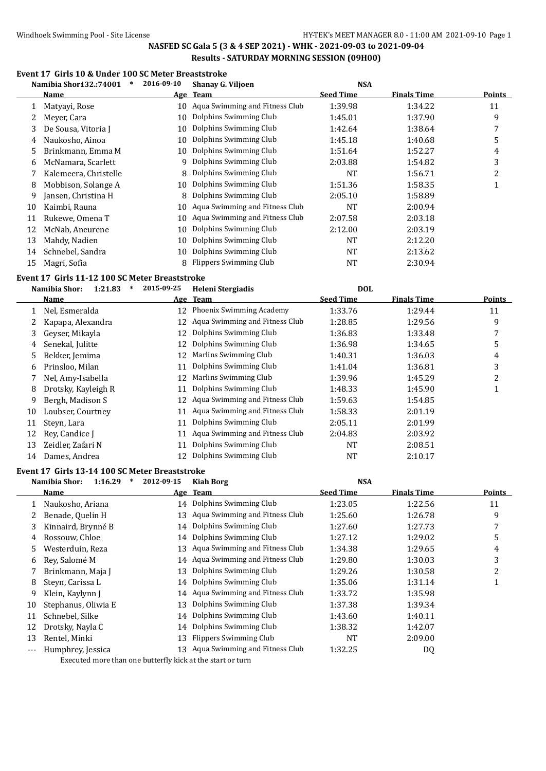## NASFED SC Gala 5 (3 & 4 SEP 2021) - WHK - 2021-09-03 to 2021-09-04
### Results - SATURDAY MORNING SESSION (09H00)

### Event 17 Girls 10 & Under 100 SC Meter Breaststroke

Namibia Shor:1:32.74001 * 2016-09-10 Shanay G. Viljoen NSA

| | Name | Age | Team | Seed Time | Finals Time | Points |
|---|---|---|---|---|---|---|
| 1 | Matyayi, Rose | 10 | Aqua Swimming and Fitness Club | 1:39.98 | 1:34.22 | 11 |
| 2 | Meyer, Cara | 10 | Dolphins Swimming Club | 1:45.01 | 1:37.90 | 9 |
| 3 | De Sousa, Vitoria J | 10 | Dolphins Swimming Club | 1:42.64 | 1:38.64 | 7 |
| 4 | Naukosho, Ainoa | 10 | Dolphins Swimming Club | 1:45.18 | 1:40.68 | 5 |
| 5 | Brinkmann, Emma M | 10 | Dolphins Swimming Club | 1:51.64 | 1:52.27 | 4 |
| 6 | McNamara, Scarlett | 9 | Dolphins Swimming Club | 2:03.88 | 1:54.82 | 3 |
| 7 | Kalemeera, Christelle | 8 | Dolphins Swimming Club | NT | 1:56.71 | 2 |
| 8 | Mobbison, Solange A | 10 | Dolphins Swimming Club | 1:51.36 | 1:58.35 | 1 |
| 9 | Jansen, Christina H | 8 | Dolphins Swimming Club | 2:05.10 | 1:58.89 | |
| 10 | Kaimbi, Rauna | 10 | Aqua Swimming and Fitness Club | NT | 2:00.94 | |
| 11 | Rukewe, Omena T | 10 | Aqua Swimming and Fitness Club | 2:07.58 | 2:03.18 | |
| 12 | McNab, Aneurene | 10 | Dolphins Swimming Club | 2:12.00 | 2:03.19 | |
| 13 | Mahdy, Nadien | 10 | Dolphins Swimming Club | NT | 2:12.20 | |
| 14 | Schnebel, Sandra | 10 | Dolphins Swimming Club | NT | 2:13.62 | |
| 15 | Magri, Sofia | 8 | Flippers Swimming Club | NT | 2:30.94 | |

### Event 17 Girls 11-12 100 SC Meter Breaststroke

Namibia Shor: 1:21.83 * 2015-09-25 Heleni Stergiadis DOL

| | Name | Age | Team | Seed Time | Finals Time | Points |
|---|---|---|---|---|---|---|
| 1 | Nel, Esmeralda | 12 | Phoenix Swimming Academy | 1:33.76 | 1:29.44 | 11 |
| 2 | Kapapa, Alexandra | 12 | Aqua Swimming and Fitness Club | 1:28.85 | 1:29.56 | 9 |
| 3 | Geyser, Mikayla | 12 | Dolphins Swimming Club | 1:36.83 | 1:33.48 | 7 |
| 4 | Senekal, Julitte | 12 | Dolphins Swimming Club | 1:36.98 | 1:34.65 | 5 |
| 5 | Bekker, Jemima | 12 | Marlins Swimming Club | 1:40.31 | 1:36.03 | 4 |
| 6 | Prinsloo, Milan | 11 | Dolphins Swimming Club | 1:41.04 | 1:36.81 | 3 |
| 7 | Nel, Amy-Isabella | 12 | Marlins Swimming Club | 1:39.96 | 1:45.29 | 2 |
| 8 | Drotsky, Kayleigh R | 11 | Dolphins Swimming Club | 1:48.33 | 1:45.90 | 1 |
| 9 | Bergh, Madison S | 12 | Aqua Swimming and Fitness Club | 1:59.63 | 1:54.85 | |
| 10 | Loubser, Courtney | 11 | Aqua Swimming and Fitness Club | 1:58.33 | 2:01.19 | |
| 11 | Steyn, Lara | 11 | Dolphins Swimming Club | 2:05.11 | 2:01.99 | |
| 12 | Rey, Candice J | 11 | Aqua Swimming and Fitness Club | 2:04.83 | 2:03.92 | |
| 13 | Zeidler, Zafari N | 11 | Dolphins Swimming Club | NT | 2:08.51 | |
| 14 | Dames, Andrea | 12 | Dolphins Swimming Club | NT | 2:10.17 | |

### Event 17 Girls 13-14 100 SC Meter Breaststroke

Namibia Shor: 1:16.29 * 2012-09-15 Kiah Borg NSA

| | Name | Age | Team | Seed Time | Finals Time | Points |
|---|---|---|---|---|---|---|
| 1 | Naukosho, Ariana | 14 | Dolphins Swimming Club | 1:23.05 | 1:22.56 | 11 |
| 2 | Benade, Quelin H | 13 | Aqua Swimming and Fitness Club | 1:25.60 | 1:26.78 | 9 |
| 3 | Kinnaird, Brynné B | 14 | Dolphins Swimming Club | 1:27.60 | 1:27.73 | 7 |
| 4 | Rossouw, Chloe | 14 | Dolphins Swimming Club | 1:27.12 | 1:29.02 | 5 |
| 5 | Westerduin, Reza | 13 | Aqua Swimming and Fitness Club | 1:34.38 | 1:29.65 | 4 |
| 6 | Rey, Salomé M | 14 | Aqua Swimming and Fitness Club | 1:29.80 | 1:30.03 | 3 |
| 7 | Brinkmann, Maja J | 13 | Dolphins Swimming Club | 1:29.26 | 1:30.58 | 2 |
| 8 | Steyn, Carissa L | 14 | Dolphins Swimming Club | 1:35.06 | 1:31.14 | 1 |
| 9 | Klein, Kaylynn J | 14 | Aqua Swimming and Fitness Club | 1:33.72 | 1:35.98 | |
| 10 | Stephanus, Oliwia E | 13 | Dolphins Swimming Club | 1:37.38 | 1:39.34 | |
| 11 | Schnebel, Silke | 14 | Dolphins Swimming Club | 1:43.60 | 1:40.11 | |
| 12 | Drotsky, Nayla C | 14 | Dolphins Swimming Club | 1:38.32 | 1:42.07 | |
| 13 | Rentel, Minki | 13 | Flippers Swimming Club | NT | 2:09.00 | |
| --- | Humphrey, Jessica | 13 | Aqua Swimming and Fitness Club | 1:32.25 | DQ | |

Executed more than one butterfly kick at the start or turn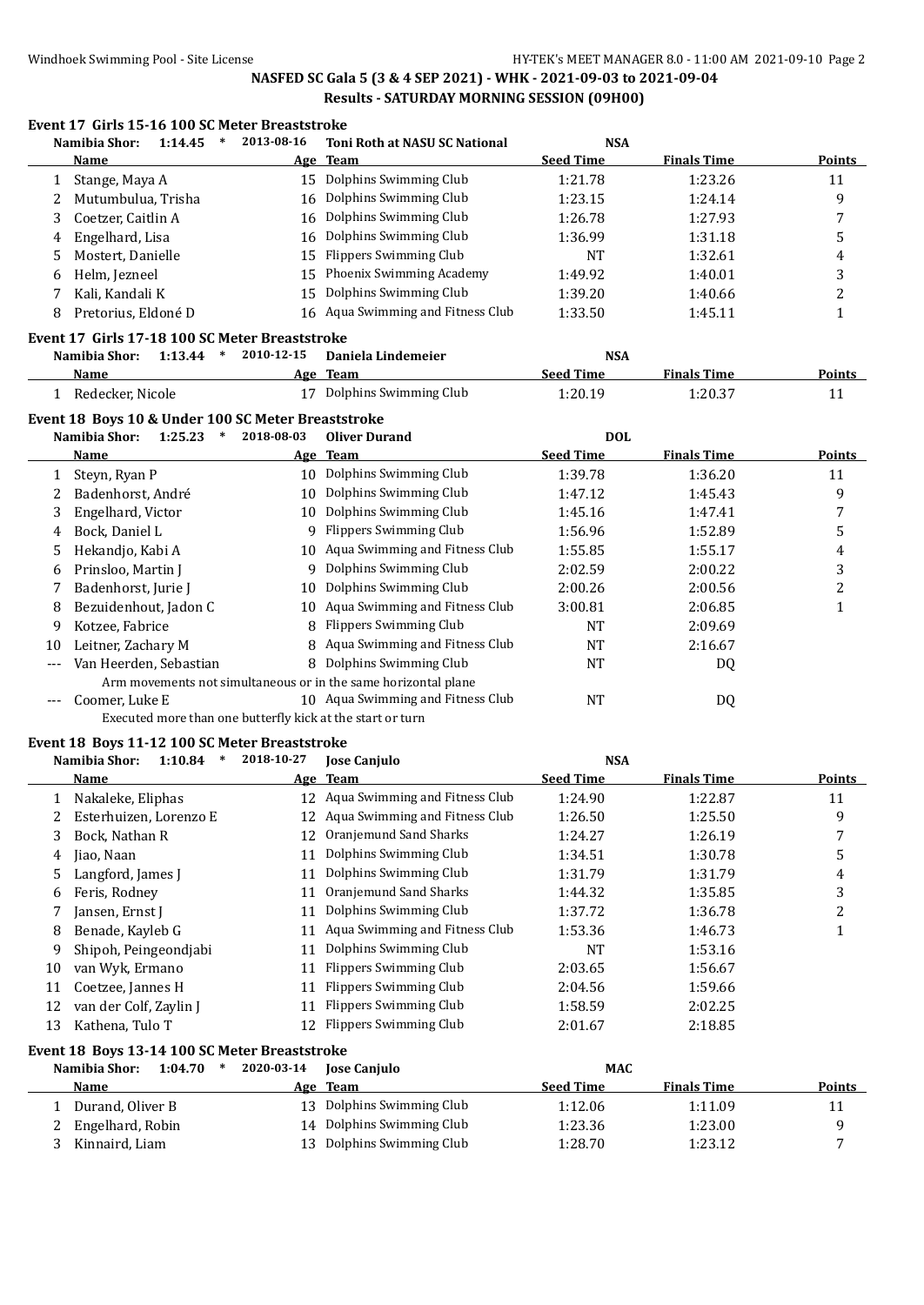## NASFED SC Gala 5 (3 & 4 SEP 2021) - WHK - 2021-09-03 to 2021-09-04

### Results - SATURDAY MORNING SESSION (09H00)

### Event 17 Girls 15-16 100 SC Meter Breaststroke

Namibia Shor: 1:14.45 * 2013-08-16 Toni Roth at NASU SC National NSA

| | Name | Age | Team | Seed Time | Finals Time | Points |
|---|---|---|---|---|---|---|
| 1 | Stange, Maya A | 15 | Dolphins Swimming Club | 1:21.78 | 1:23.26 | 11 |
| 2 | Mutumbulua, Trisha | 16 | Dolphins Swimming Club | 1:23.15 | 1:24.14 | 9 |
| 3 | Coetzer, Caitlin A | 16 | Dolphins Swimming Club | 1:26.78 | 1:27.93 | 7 |
| 4 | Engelhard, Lisa | 16 | Dolphins Swimming Club | 1:36.99 | 1:31.18 | 5 |
| 5 | Mostert, Danielle | 15 | Flippers Swimming Club | NT | 1:32.61 | 4 |
| 6 | Helm, Jezneel | 15 | Phoenix Swimming Academy | 1:49.92 | 1:40.01 | 3 |
| 7 | Kali, Kandali K | 15 | Dolphins Swimming Club | 1:39.20 | 1:40.66 | 2 |
| 8 | Pretorius, Eldoné D | 16 | Aqua Swimming and Fitness Club | 1:33.50 | 1:45.11 | 1 |

### Event 17 Girls 17-18 100 SC Meter Breaststroke

Namibia Shor: 1:13.44 * 2010-12-15 Daniela Lindemeier NSA

| | Name | Age | Team | Seed Time | Finals Time | Points |
|---|---|---|---|---|---|---|
| 1 | Redecker, Nicole | 17 | Dolphins Swimming Club | 1:20.19 | 1:20.37 | 11 |

### Event 18 Boys 10 & Under 100 SC Meter Breaststroke

Namibia Shor: 1:25.23 * 2018-08-03 Oliver Durand DOL

| | Name | Age | Team | Seed Time | Finals Time | Points |
|---|---|---|---|---|---|---|
| 1 | Steyn, Ryan P | 10 | Dolphins Swimming Club | 1:39.78 | 1:36.20 | 11 |
| 2 | Badenhorst, André | 10 | Dolphins Swimming Club | 1:47.12 | 1:45.43 | 9 |
| 3 | Engelhard, Victor | 10 | Dolphins Swimming Club | 1:45.16 | 1:47.41 | 7 |
| 4 | Bock, Daniel L | 9 | Flippers Swimming Club | 1:56.96 | 1:52.89 | 5 |
| 5 | Hekandjo, Kabi A | 10 | Aqua Swimming and Fitness Club | 1:55.85 | 1:55.17 | 4 |
| 6 | Prinsloo, Martin J | 9 | Dolphins Swimming Club | 2:02.59 | 2:00.22 | 3 |
| 7 | Badenhorst, Jurie J | 10 | Dolphins Swimming Club | 2:00.26 | 2:00.56 | 2 |
| 8 | Bezuidenhout, Jadon C | 10 | Aqua Swimming and Fitness Club | 3:00.81 | 2:06.85 | 1 |
| 9 | Kotzee, Fabrice | 8 | Flippers Swimming Club | NT | 2:09.69 | |
| 10 | Leitner, Zachary M | 8 | Aqua Swimming and Fitness Club | NT | 2:16.67 | |
| --- | Van Heerden, Sebastian | 8 | Dolphins Swimming Club | NT | DQ | |
| | Arm movements not simultaneous or in the same horizontal plane | | | | | |
| --- | Coomer, Luke E | 10 | Aqua Swimming and Fitness Club | NT | DQ | |
| | Executed more than one butterfly kick at the start or turn | | | | | |

### Event 18 Boys 11-12 100 SC Meter Breaststroke

Namibia Shor: 1:10.84 * 2018-10-27 Jose Canjulo NSA

| | Name | Age | Team | Seed Time | Finals Time | Points |
|---|---|---|---|---|---|---|
| 1 | Nakaleke, Eliphas | 12 | Aqua Swimming and Fitness Club | 1:24.90 | 1:22.87 | 11 |
| 2 | Esterhuizen, Lorenzo E | 12 | Aqua Swimming and Fitness Club | 1:26.50 | 1:25.50 | 9 |
| 3 | Bock, Nathan R | 12 | Oranjemund Sand Sharks | 1:24.27 | 1:26.19 | 7 |
| 4 | Jiao, Naan | 11 | Dolphins Swimming Club | 1:34.51 | 1:30.78 | 5 |
| 5 | Langford, James J | 11 | Dolphins Swimming Club | 1:31.79 | 1:31.79 | 4 |
| 6 | Feris, Rodney | 11 | Oranjemund Sand Sharks | 1:44.32 | 1:35.85 | 3 |
| 7 | Jansen, Ernst J | 11 | Dolphins Swimming Club | 1:37.72 | 1:36.78 | 2 |
| 8 | Benade, Kayleb G | 11 | Aqua Swimming and Fitness Club | 1:53.36 | 1:46.73 | 1 |
| 9 | Shipoh, Peingeondjabi | 11 | Dolphins Swimming Club | NT | 1:53.16 | |
| 10 | van Wyk, Ermano | 11 | Flippers Swimming Club | 2:03.65 | 1:56.67 | |
| 11 | Coetzee, Jannes H | 11 | Flippers Swimming Club | 2:04.56 | 1:59.66 | |
| 12 | van der Colf, Zaylin J | 11 | Flippers Swimming Club | 1:58.59 | 2:02.25 | |
| 13 | Kathena, Tulo T | 12 | Flippers Swimming Club | 2:01.67 | 2:18.85 | |

### Event 18 Boys 13-14 100 SC Meter Breaststroke

Namibia Shor: 1:04.70 * 2020-03-14 Jose Canjulo MAC

| | Name | Age | Team | Seed Time | Finals Time | Points |
|---|---|---|---|---|---|---|
| 1 | Durand, Oliver B | 13 | Dolphins Swimming Club | 1:12.06 | 1:11.09 | 11 |
| 2 | Engelhard, Robin | 14 | Dolphins Swimming Club | 1:23.36 | 1:23.00 | 9 |
| 3 | Kinnaird, Liam | 13 | Dolphins Swimming Club | 1:28.70 | 1:23.12 | 7 |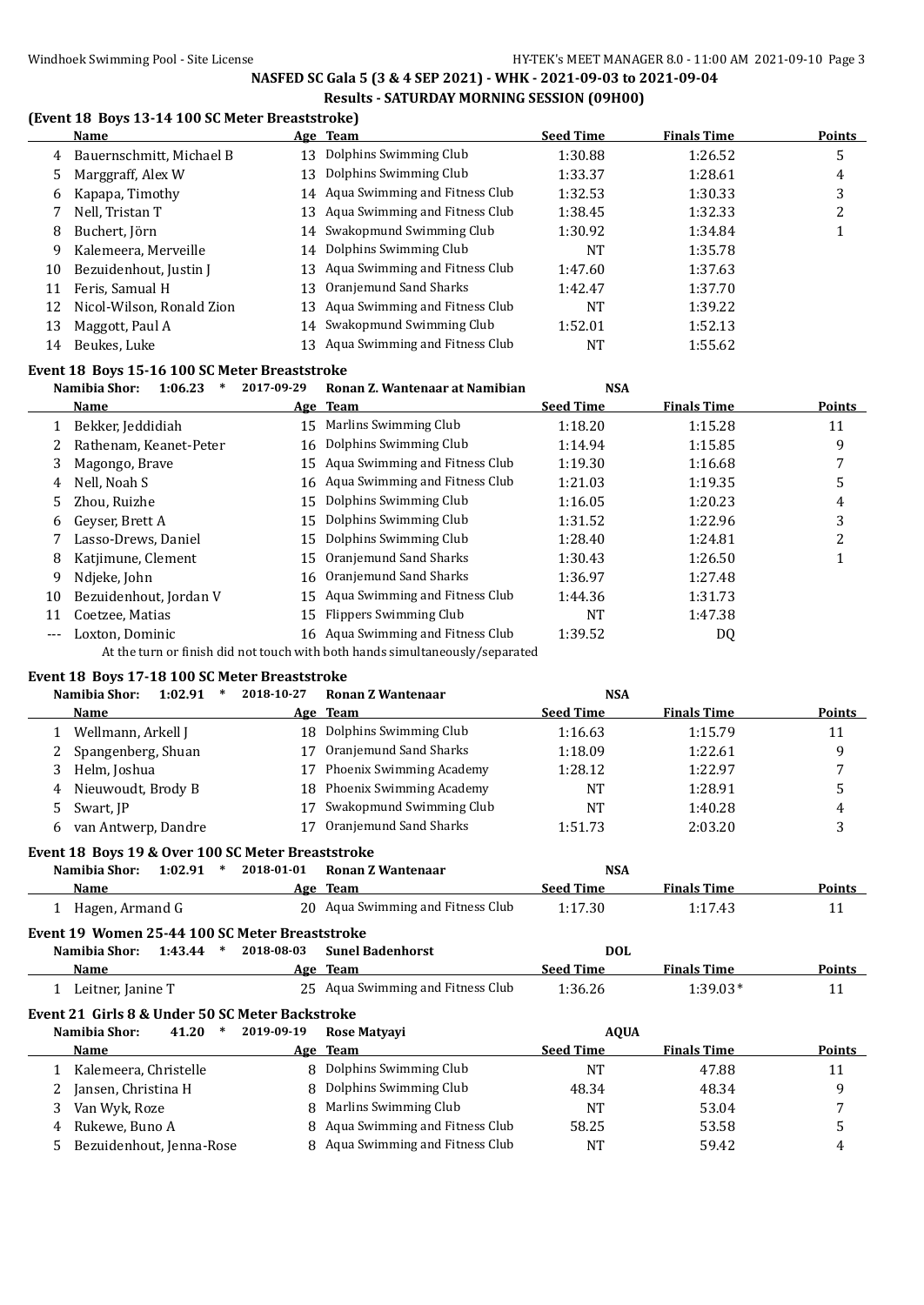## NASFED SC Gala 5 (3 & 4 SEP 2021) - WHK - 2021-09-03 to 2021-09-04

### Results - SATURDAY MORNING SESSION (09H00)

#### (Event 18 Boys 13-14 100 SC Meter Breaststroke)

| | Name | Age | Team | Seed Time | Finals Time | Points |
|---|---|---|---|---|---|---|
| 4 | Bauernschmitt, Michael B | 13 | Dolphins Swimming Club | 1:30.88 | 1:26.52 | 5 |
| 5 | Marggraff, Alex W | 13 | Dolphins Swimming Club | 1:33.37 | 1:28.61 | 4 |
| 6 | Kapapa, Timothy | 14 | Aqua Swimming and Fitness Club | 1:32.53 | 1:30.33 | 3 |
| 7 | Nell, Tristan T | 13 | Aqua Swimming and Fitness Club | 1:38.45 | 1:32.33 | 2 |
| 8 | Buchert, Jörn | 14 | Swakopmund Swimming Club | 1:30.92 | 1:34.84 | 1 |
| 9 | Kalemeera, Merveille | 14 | Dolphins Swimming Club | NT | 1:35.78 | |
| 10 | Bezuidenhout, Justin J | 13 | Aqua Swimming and Fitness Club | 1:47.60 | 1:37.63 | |
| 11 | Feris, Samual H | 13 | Oranjemund Sand Sharks | 1:42.47 | 1:37.70 | |
| 12 | Nicol-Wilson, Ronald Zion | 13 | Aqua Swimming and Fitness Club | NT | 1:39.22 | |
| 13 | Maggott, Paul A | 14 | Swakopmund Swimming Club | 1:52.01 | 1:52.13 | |
| 14 | Beukes, Luke | 13 | Aqua Swimming and Fitness Club | NT | 1:55.62 | |

#### Event 18 Boys 15-16 100 SC Meter Breaststroke

Namibia Shor: 1:06.23 * 2017-09-29 Ronan Z. Wantenaar at Namibian NSA

| | Name | Age | Team | Seed Time | Finals Time | Points |
|---|---|---|---|---|---|---|
| 1 | Bekker, Jeddidiah | 15 | Marlins Swimming Club | 1:18.20 | 1:15.28 | 11 |
| 2 | Rathenam, Keanet-Peter | 16 | Dolphins Swimming Club | 1:14.94 | 1:15.85 | 9 |
| 3 | Magongo, Brave | 15 | Aqua Swimming and Fitness Club | 1:19.30 | 1:16.68 | 7 |
| 4 | Nell, Noah S | 16 | Aqua Swimming and Fitness Club | 1:21.03 | 1:19.35 | 5 |
| 5 | Zhou, Ruizhe | 15 | Dolphins Swimming Club | 1:16.05 | 1:20.23 | 4 |
| 6 | Geyser, Brett A | 15 | Dolphins Swimming Club | 1:31.52 | 1:22.96 | 3 |
| 7 | Lasso-Drews, Daniel | 15 | Dolphins Swimming Club | 1:28.40 | 1:24.81 | 2 |
| 8 | Katjimune, Clement | 15 | Oranjemund Sand Sharks | 1:30.43 | 1:26.50 | 1 |
| 9 | Ndjeke, John | 16 | Oranjemund Sand Sharks | 1:36.97 | 1:27.48 | |
| 10 | Bezuidenhout, Jordan V | 15 | Aqua Swimming and Fitness Club | 1:44.36 | 1:31.73 | |
| 11 | Coetzee, Matias | 15 | Flippers Swimming Club | NT | 1:47.38 | |
| --- | Loxton, Dominic | 16 | Aqua Swimming and Fitness Club | 1:39.52 | DQ | |

At the turn or finish did not touch with both hands simultaneously/separated

#### Event 18 Boys 17-18 100 SC Meter Breaststroke

Namibia Shor: 1:02.91 * 2018-10-27 Ronan Z Wantenaar NSA

| | Name | Age | Team | Seed Time | Finals Time | Points |
|---|---|---|---|---|---|---|
| 1 | Wellmann, Arkell J | 18 | Dolphins Swimming Club | 1:16.63 | 1:15.79 | 11 |
| 2 | Spangenberg, Shuan | 17 | Oranjemund Sand Sharks | 1:18.09 | 1:22.61 | 9 |
| 3 | Helm, Joshua | 17 | Phoenix Swimming Academy | 1:28.12 | 1:22.97 | 7 |
| 4 | Nieuwoudt, Brody B | 18 | Phoenix Swimming Academy | NT | 1:28.91 | 5 |
| 5 | Swart, JP | 17 | Swakopmund Swimming Club | NT | 1:40.28 | 4 |
| 6 | van Antwerp, Dandre | 17 | Oranjemund Sand Sharks | 1:51.73 | 2:03.20 | 3 |

#### Event 18 Boys 19 & Over 100 SC Meter Breaststroke

Namibia Shor: 1:02.91 * 2018-01-01 Ronan Z Wantenaar NSA

| | Name | Age | Team | Seed Time | Finals Time | Points |
|---|---|---|---|---|---|---|
| 1 | Hagen, Armand G | 20 | Aqua Swimming and Fitness Club | 1:17.30 | 1:17.43 | 11 |

#### Event 19 Women 25-44 100 SC Meter Breaststroke

Namibia Shor: 1:43.44 * 2018-08-03 Sunel Badenhorst DOL

| | Name | Age | Team | Seed Time | Finals Time | Points |
|---|---|---|---|---|---|---|
| 1 | Leitner, Janine T | 25 | Aqua Swimming and Fitness Club | 1:36.26 | 1:39.03* | 11 |

#### Event 21 Girls 8 & Under 50 SC Meter Backstroke

Namibia Shor: 41.20 * 2019-09-19 Rose Matyayi AQUA

| | Name | Age | Team | Seed Time | Finals Time | Points |
|---|---|---|---|---|---|---|
| 1 | Kalemeera, Christelle | 8 | Dolphins Swimming Club | NT | 47.88 | 11 |
| 2 | Jansen, Christina H | 8 | Dolphins Swimming Club | 48.34 | 48.34 | 9 |
| 3 | Van Wyk, Roze | 8 | Marlins Swimming Club | NT | 53.04 | 7 |
| 4 | Rukewe, Buno A | 8 | Aqua Swimming and Fitness Club | 58.25 | 53.58 | 5 |
| 5 | Bezuidenhout, Jenna-Rose | 8 | Aqua Swimming and Fitness Club | NT | 59.42 | 4 |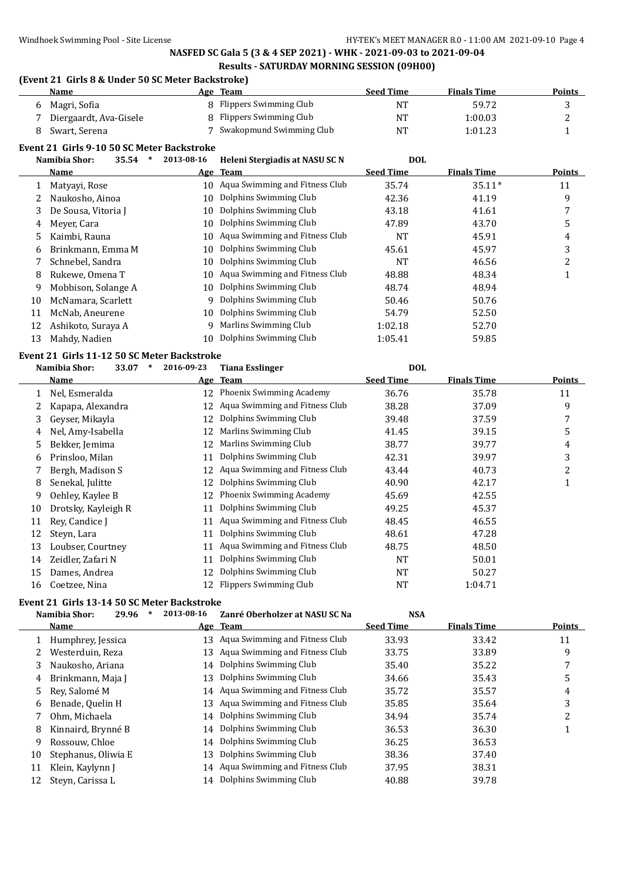**NASFED SC Gala 5 (3 & 4 SEP 2021) - WHK - 2021-09-03 to 2021-09-04**

**Results - SATURDAY MORNING SESSION (09H00)**

### (Event 21 Girls 8 & Under 50 SC Meter Backstroke)

| | Name | Age | Team | Seed Time | Finals Time | Points |
|---|---|---|---|---|---|---|
| 6 | Magri, Sofia | 8 | Flippers Swimming Club | NT | 59.72 | 3 |
| 7 | Diergaardt, Ava-Gisele | 8 | Flippers Swimming Club | NT | 1:00.03 | 2 |
| 8 | Swart, Serena | 7 | Swakopmund Swimming Club | NT | 1:01.23 | 1 |

### Event 21 Girls 9-10 50 SC Meter Backstroke

Namibia Shor: 35.54 * 2013-08-16 Heleni Stergiadis at NASU SC N DOL

| | Name | Age | Team | Seed Time | Finals Time | Points |
|---|---|---|---|---|---|---|
| 1 | Matyayi, Rose | 10 | Aqua Swimming and Fitness Club | 35.74 | 35.11* | 11 |
| 2 | Naukosho, Ainoa | 10 | Dolphins Swimming Club | 42.36 | 41.19 | 9 |
| 3 | De Sousa, Vitoria J | 10 | Dolphins Swimming Club | 43.18 | 41.61 | 7 |
| 4 | Meyer, Cara | 10 | Dolphins Swimming Club | 47.89 | 43.70 | 5 |
| 5 | Kaimbi, Rauna | 10 | Aqua Swimming and Fitness Club | NT | 45.91 | 4 |
| 6 | Brinkmann, Emma M | 10 | Dolphins Swimming Club | 45.61 | 45.97 | 3 |
| 7 | Schnebel, Sandra | 10 | Dolphins Swimming Club | NT | 46.56 | 2 |
| 8 | Rukewe, Omena T | 10 | Aqua Swimming and Fitness Club | 48.88 | 48.34 | 1 |
| 9 | Mobbison, Solange A | 10 | Dolphins Swimming Club | 48.74 | 48.94 | |
| 10 | McNamara, Scarlett | 9 | Dolphins Swimming Club | 50.46 | 50.76 | |
| 11 | McNab, Aneurene | 10 | Dolphins Swimming Club | 54.79 | 52.50 | |
| 12 | Ashikoto, Suraya A | 9 | Marlins Swimming Club | 1:02.18 | 52.70 | |
| 13 | Mahdy, Nadien | 10 | Dolphins Swimming Club | 1:05.41 | 59.85 | |

### Event 21 Girls 11-12 50 SC Meter Backstroke

Namibia Shor: 33.07 * 2016-09-23 Tiana Esslinger DOL

| | Name | Age | Team | Seed Time | Finals Time | Points |
|---|---|---|---|---|---|---|
| 1 | Nel, Esmeralda | 12 | Phoenix Swimming Academy | 36.76 | 35.78 | 11 |
| 2 | Kapapa, Alexandra | 12 | Aqua Swimming and Fitness Club | 38.28 | 37.09 | 9 |
| 3 | Geyser, Mikayla | 12 | Dolphins Swimming Club | 39.48 | 37.59 | 7 |
| 4 | Nel, Amy-Isabella | 12 | Marlins Swimming Club | 41.45 | 39.15 | 5 |
| 5 | Bekker, Jemima | 12 | Marlins Swimming Club | 38.77 | 39.77 | 4 |
| 6 | Prinsloo, Milan | 11 | Dolphins Swimming Club | 42.31 | 39.97 | 3 |
| 7 | Bergh, Madison S | 12 | Aqua Swimming and Fitness Club | 43.44 | 40.73 | 2 |
| 8 | Senekal, Julitte | 12 | Dolphins Swimming Club | 40.90 | 42.17 | 1 |
| 9 | Oehley, Kaylee B | 12 | Phoenix Swimming Academy | 45.69 | 42.55 | |
| 10 | Drotsky, Kayleigh R | 11 | Dolphins Swimming Club | 49.25 | 45.37 | |
| 11 | Rey, Candice J | 11 | Aqua Swimming and Fitness Club | 48.45 | 46.55 | |
| 12 | Steyn, Lara | 11 | Dolphins Swimming Club | 48.61 | 47.28 | |
| 13 | Loubser, Courtney | 11 | Aqua Swimming and Fitness Club | 48.75 | 48.50 | |
| 14 | Zeidler, Zafari N | 11 | Dolphins Swimming Club | NT | 50.01 | |
| 15 | Dames, Andrea | 12 | Dolphins Swimming Club | NT | 50.27 | |
| 16 | Coetzee, Nina | 12 | Flippers Swimming Club | NT | 1:04.71 | |

### Event 21 Girls 13-14 50 SC Meter Backstroke

Namibia Shor: 29.96 * 2013-08-16 Zanré Oberholzer at NASU SC Na NSA

| | Name | Age | Team | Seed Time | Finals Time | Points |
|---|---|---|---|---|---|---|
| 1 | Humphrey, Jessica | 13 | Aqua Swimming and Fitness Club | 33.93 | 33.42 | 11 |
| 2 | Westerduin, Reza | 13 | Aqua Swimming and Fitness Club | 33.75 | 33.89 | 9 |
| 3 | Naukosho, Ariana | 14 | Dolphins Swimming Club | 35.40 | 35.22 | 7 |
| 4 | Brinkmann, Maja J | 13 | Dolphins Swimming Club | 34.66 | 35.43 | 5 |
| 5 | Rey, Salomé M | 14 | Aqua Swimming and Fitness Club | 35.72 | 35.57 | 4 |
| 6 | Benade, Quelin H | 13 | Aqua Swimming and Fitness Club | 35.85 | 35.64 | 3 |
| 7 | Ohm, Michaela | 14 | Dolphins Swimming Club | 34.94 | 35.74 | 2 |
| 8 | Kinnaird, Brynné B | 14 | Dolphins Swimming Club | 36.53 | 36.30 | 1 |
| 9 | Rossouw, Chloe | 14 | Dolphins Swimming Club | 36.25 | 36.53 | |
| 10 | Stephanus, Oliwia E | 13 | Dolphins Swimming Club | 38.36 | 37.40 | |
| 11 | Klein, Kaylynn J | 14 | Aqua Swimming and Fitness Club | 37.95 | 38.31 | |
| 12 | Steyn, Carissa L | 14 | Dolphins Swimming Club | 40.88 | 39.78 | |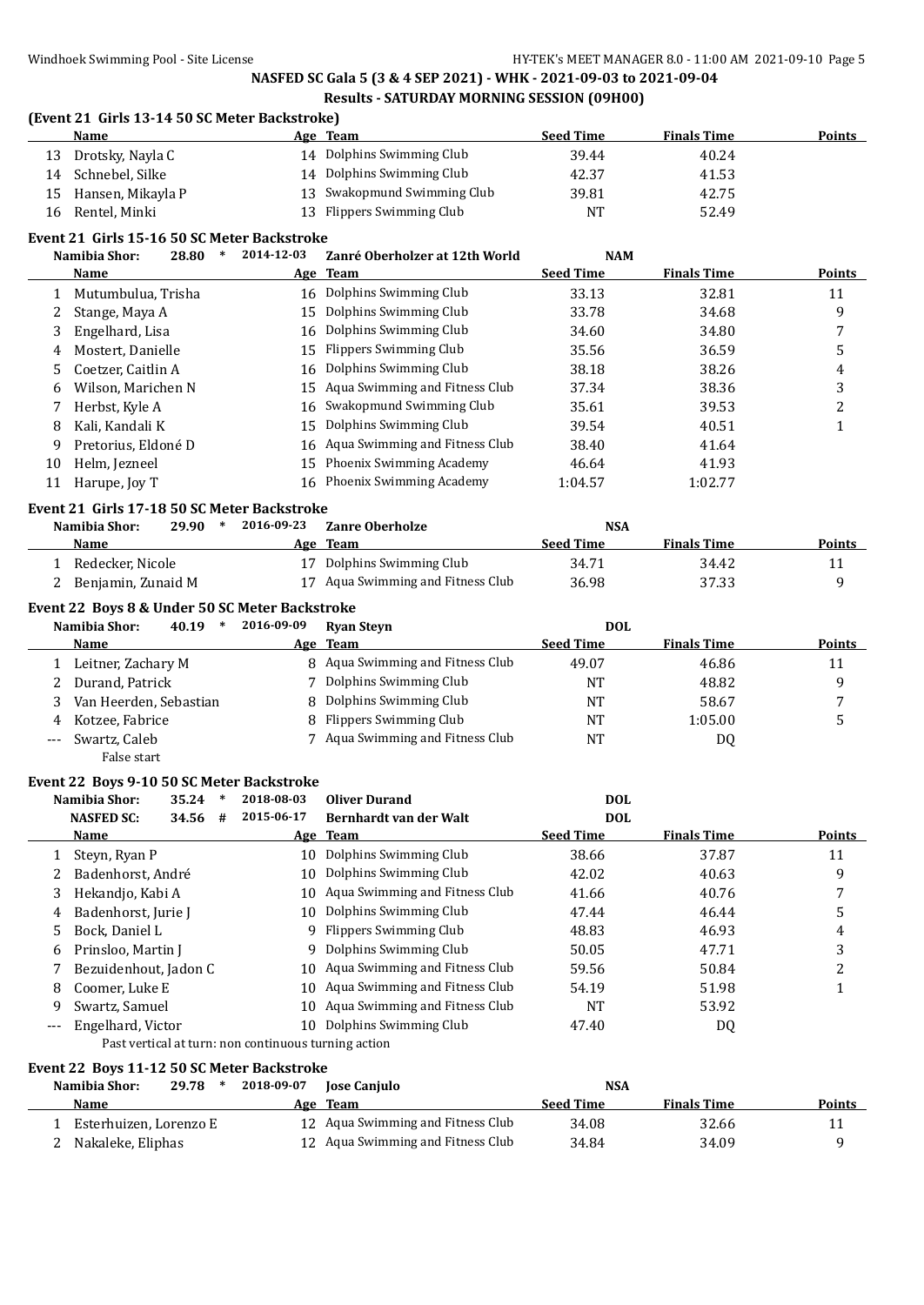## (Event 21 Girls 13-14 50 SC Meter Backstroke)

| | Name | Age | Team | Seed Time | Finals Time | Points |
|---|---|---|---|---|---|---|
| 13 | Drotsky, Nayla C | 14 | Dolphins Swimming Club | 39.44 | 40.24 | |
| 14 | Schnebel, Silke | 14 | Dolphins Swimming Club | 42.37 | 41.53 | |
| 15 | Hansen, Mikayla P | 13 | Swakopmund Swimming Club | 39.81 | 42.75 | |
| 16 | Rentel, Minki | 13 | Flippers Swimming Club | NT | 52.49 | |

## Event 21 Girls 15-16 50 SC Meter Backstroke

Namibia Shor: 28.80 * 2014-12-03 Zanré Oberholzer at 12th World NAM

| | Name | Age | Team | Seed Time | Finals Time | Points |
|---|---|---|---|---|---|---|
| 1 | Mutumbulua, Trisha | 16 | Dolphins Swimming Club | 33.13 | 32.81 | 11 |
| 2 | Stange, Maya A | 15 | Dolphins Swimming Club | 33.78 | 34.68 | 9 |
| 3 | Engelhard, Lisa | 16 | Dolphins Swimming Club | 34.60 | 34.80 | 7 |
| 4 | Mostert, Danielle | 15 | Flippers Swimming Club | 35.56 | 36.59 | 5 |
| 5 | Coetzer, Caitlin A | 16 | Dolphins Swimming Club | 38.18 | 38.26 | 4 |
| 6 | Wilson, Marichen N | 15 | Aqua Swimming and Fitness Club | 37.34 | 38.36 | 3 |
| 7 | Herbst, Kyle A | 16 | Swakopmund Swimming Club | 35.61 | 39.53 | 2 |
| 8 | Kali, Kandali K | 15 | Dolphins Swimming Club | 39.54 | 40.51 | 1 |
| 9 | Pretorius, Eldoné D | 16 | Aqua Swimming and Fitness Club | 38.40 | 41.64 | |
| 10 | Helm, Jezneel | 15 | Phoenix Swimming Academy | 46.64 | 41.93 | |
| 11 | Harupe, Joy T | 16 | Phoenix Swimming Academy | 1:04.57 | 1:02.77 | |

## Event 21 Girls 17-18 50 SC Meter Backstroke

Namibia Shor: 29.90 * 2016-09-23 Zanre Oberholze NSA

| | Name | Age | Team | Seed Time | Finals Time | Points |
|---|---|---|---|---|---|---|
| 1 | Redecker, Nicole | 17 | Dolphins Swimming Club | 34.71 | 34.42 | 11 |
| 2 | Benjamin, Zunaid M | 17 | Aqua Swimming and Fitness Club | 36.98 | 37.33 | 9 |

## Event 22 Boys 8 & Under 50 SC Meter Backstroke

Namibia Shor: 40.19 * 2016-09-09 Ryan Steyn DOL

| | Name | Age | Team | Seed Time | Finals Time | Points |
|---|---|---|---|---|---|---|
| 1 | Leitner, Zachary M | 8 | Aqua Swimming and Fitness Club | 49.07 | 46.86 | 11 |
| 2 | Durand, Patrick | 7 | Dolphins Swimming Club | NT | 48.82 | 9 |
| 3 | Van Heerden, Sebastian | 8 | Dolphins Swimming Club | NT | 58.67 | 7 |
| 4 | Kotzee, Fabrice | 8 | Flippers Swimming Club | NT | 1:05.00 | 5 |
| --- | Swartz, Caleb | 7 | Aqua Swimming and Fitness Club | NT | DQ | |
| | False start | | | | | |

## Event 22 Boys 9-10 50 SC Meter Backstroke

Namibia Shor: 35.24 * 2018-08-03 Oliver Durand DOL

NASFED SC: 34.56 # 2015-06-17 Bernhardt van der Walt DOL

| | Name | Age | Team | Seed Time | Finals Time | Points |
|---|---|---|---|---|---|---|
| 1 | Steyn, Ryan P | 10 | Dolphins Swimming Club | 38.66 | 37.87 | 11 |
| 2 | Badenhorst, André | 10 | Dolphins Swimming Club | 42.02 | 40.63 | 9 |
| 3 | Hekandjo, Kabi A | 10 | Aqua Swimming and Fitness Club | 41.66 | 40.76 | 7 |
| 4 | Badenhorst, Jurie J | 10 | Dolphins Swimming Club | 47.44 | 46.44 | 5 |
| 5 | Bock, Daniel L | 9 | Flippers Swimming Club | 48.83 | 46.93 | 4 |
| 6 | Prinsloo, Martin J | 9 | Dolphins Swimming Club | 50.05 | 47.71 | 3 |
| 7 | Bezuidenhout, Jadon C | 10 | Aqua Swimming and Fitness Club | 59.56 | 50.84 | 2 |
| 8 | Coomer, Luke E | 10 | Aqua Swimming and Fitness Club | 54.19 | 51.98 | 1 |
| 9 | Swartz, Samuel | 10 | Aqua Swimming and Fitness Club | NT | 53.92 | |
| --- | Engelhard, Victor | 10 | Dolphins Swimming Club | 47.40 | DQ | |
| | Past vertical at turn: non continuous turning action | | | | | |

## Event 22 Boys 11-12 50 SC Meter Backstroke

Namibia Shor: 29.78 * 2018-09-07 Jose Canjulo NSA

| | Name | Age | Team | Seed Time | Finals Time | Points |
|---|---|---|---|---|---|---|
| 1 | Esterhuizen, Lorenzo E | 12 | Aqua Swimming and Fitness Club | 34.08 | 32.66 | 11 |
| 2 | Nakaleke, Eliphas | 12 | Aqua Swimming and Fitness Club | 34.84 | 34.09 | 9 |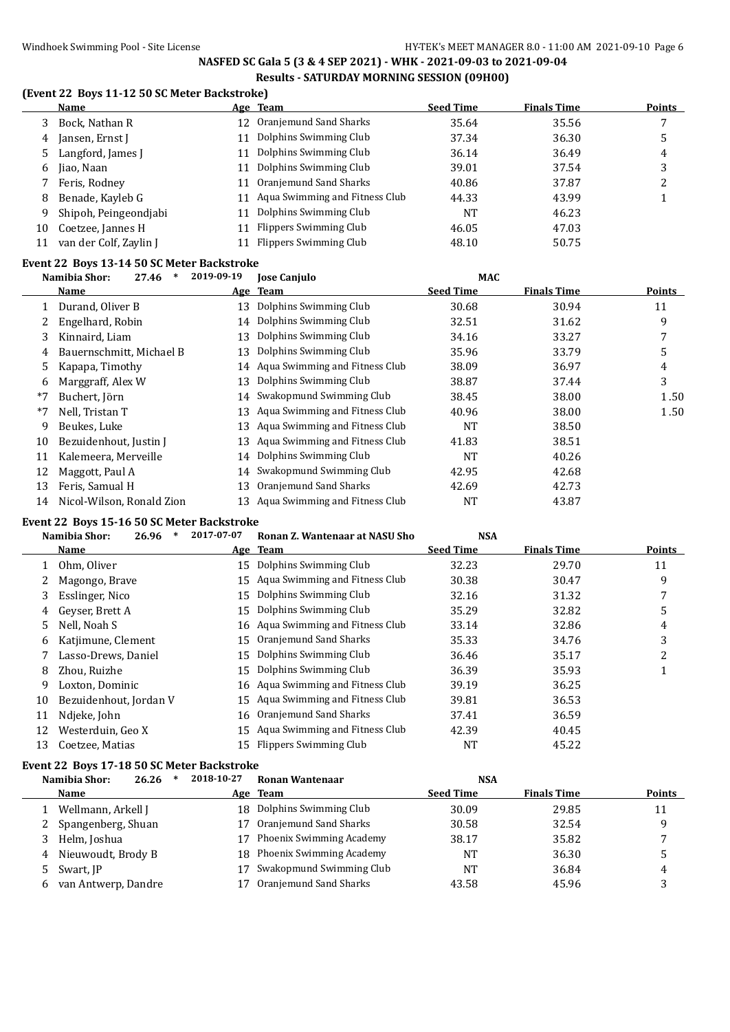## NASFED SC Gala 5 (3 & 4 SEP 2021) - WHK - 2021-09-03 to 2021-09-04

### Results - SATURDAY MORNING SESSION (09H00)

### (Event 22 Boys 11-12 50 SC Meter Backstroke)

| | Name | Age | Team | Seed Time | Finals Time | Points |
|---|---|---|---|---|---|---|
| 3 | Bock, Nathan R | 12 | Oranjemund Sand Sharks | 35.64 | 35.56 | 7 |
| 4 | Jansen, Ernst J | 11 | Dolphins Swimming Club | 37.34 | 36.30 | 5 |
| 5 | Langford, James J | 11 | Dolphins Swimming Club | 36.14 | 36.49 | 4 |
| 6 | Jiao, Naan | 11 | Dolphins Swimming Club | 39.01 | 37.54 | 3 |
| 7 | Feris, Rodney | 11 | Oranjemund Sand Sharks | 40.86 | 37.87 | 2 |
| 8 | Benade, Kayleb G | 11 | Aqua Swimming and Fitness Club | 44.33 | 43.99 | 1 |
| 9 | Shipoh, Peingeondjabi | 11 | Dolphins Swimming Club | NT | 46.23 | |
| 10 | Coetzee, Jannes H | 11 | Flippers Swimming Club | 46.05 | 47.03 | |
| 11 | van der Colf, Zaylin J | 11 | Flippers Swimming Club | 48.10 | 50.75 | |

### Event 22 Boys 13-14 50 SC Meter Backstroke

Namibia Shor: 27.46 * 2019-09-19 Jose Canjulo MAC

| | Name | Age | Team | Seed Time | Finals Time | Points |
|---|---|---|---|---|---|---|
| 1 | Durand, Oliver B | 13 | Dolphins Swimming Club | 30.68 | 30.94 | 11 |
| 2 | Engelhard, Robin | 14 | Dolphins Swimming Club | 32.51 | 31.62 | 9 |
| 3 | Kinnaird, Liam | 13 | Dolphins Swimming Club | 34.16 | 33.27 | 7 |
| 4 | Bauernschmitt, Michael B | 13 | Dolphins Swimming Club | 35.96 | 33.79 | 5 |
| 5 | Kapapa, Timothy | 14 | Aqua Swimming and Fitness Club | 38.09 | 36.97 | 4 |
| 6 | Marggraff, Alex W | 13 | Dolphins Swimming Club | 38.87 | 37.44 | 3 |
| *7 | Buchert, Jörn | 14 | Swakopmund Swimming Club | 38.45 | 38.00 | 1.50 |
| *7 | Nell, Tristan T | 13 | Aqua Swimming and Fitness Club | 40.96 | 38.00 | 1.50 |
| 9 | Beukes, Luke | 13 | Aqua Swimming and Fitness Club | NT | 38.50 | |
| 10 | Bezuidenhout, Justin J | 13 | Aqua Swimming and Fitness Club | 41.83 | 38.51 | |
| 11 | Kalemeera, Merveille | 14 | Dolphins Swimming Club | NT | 40.26 | |
| 12 | Maggott, Paul A | 14 | Swakopmund Swimming Club | 42.95 | 42.68 | |
| 13 | Feris, Samual H | 13 | Oranjemund Sand Sharks | 42.69 | 42.73 | |
| 14 | Nicol-Wilson, Ronald Zion | 13 | Aqua Swimming and Fitness Club | NT | 43.87 | |

### Event 22 Boys 15-16 50 SC Meter Backstroke

Namibia Shor: 26.96 * 2017-07-07 Ronan Z. Wantenaar at NASU Sho NSA

| | Name | Age | Team | Seed Time | Finals Time | Points |
|---|---|---|---|---|---|---|
| 1 | Ohm, Oliver | 15 | Dolphins Swimming Club | 32.23 | 29.70 | 11 |
| 2 | Magongo, Brave | 15 | Aqua Swimming and Fitness Club | 30.38 | 30.47 | 9 |
| 3 | Esslinger, Nico | 15 | Dolphins Swimming Club | 32.16 | 31.32 | 7 |
| 4 | Geyser, Brett A | 15 | Dolphins Swimming Club | 35.29 | 32.82 | 5 |
| 5 | Nell, Noah S | 16 | Aqua Swimming and Fitness Club | 33.14 | 32.86 | 4 |
| 6 | Katjimune, Clement | 15 | Oranjemund Sand Sharks | 35.33 | 34.76 | 3 |
| 7 | Lasso-Drews, Daniel | 15 | Dolphins Swimming Club | 36.46 | 35.17 | 2 |
| 8 | Zhou, Ruizhe | 15 | Dolphins Swimming Club | 36.39 | 35.93 | 1 |
| 9 | Loxton, Dominic | 16 | Aqua Swimming and Fitness Club | 39.19 | 36.25 | |
| 10 | Bezuidenhout, Jordan V | 15 | Aqua Swimming and Fitness Club | 39.81 | 36.53 | |
| 11 | Ndjeke, John | 16 | Oranjemund Sand Sharks | 37.41 | 36.59 | |
| 12 | Westerduin, Geo X | 15 | Aqua Swimming and Fitness Club | 42.39 | 40.45 | |
| 13 | Coetzee, Matias | 15 | Flippers Swimming Club | NT | 45.22 | |

### Event 22 Boys 17-18 50 SC Meter Backstroke

Namibia Shor: 26.26 * 2018-10-27 Ronan Wantenaar NSA

| | Name | Age | Team | Seed Time | Finals Time | Points |
|---|---|---|---|---|---|---|
| 1 | Wellmann, Arkell J | 18 | Dolphins Swimming Club | 30.09 | 29.85 | 11 |
| 2 | Spangenberg, Shuan | 17 | Oranjemund Sand Sharks | 30.58 | 32.54 | 9 |
| 3 | Helm, Joshua | 17 | Phoenix Swimming Academy | 38.17 | 35.82 | 7 |
| 4 | Nieuwoudt, Brody B | 18 | Phoenix Swimming Academy | NT | 36.30 | 5 |
| 5 | Swart, JP | 17 | Swakopmund Swimming Club | NT | 36.84 | 4 |
| 6 | van Antwerp, Dandre | 17 | Oranjemund Sand Sharks | 43.58 | 45.96 | 3 |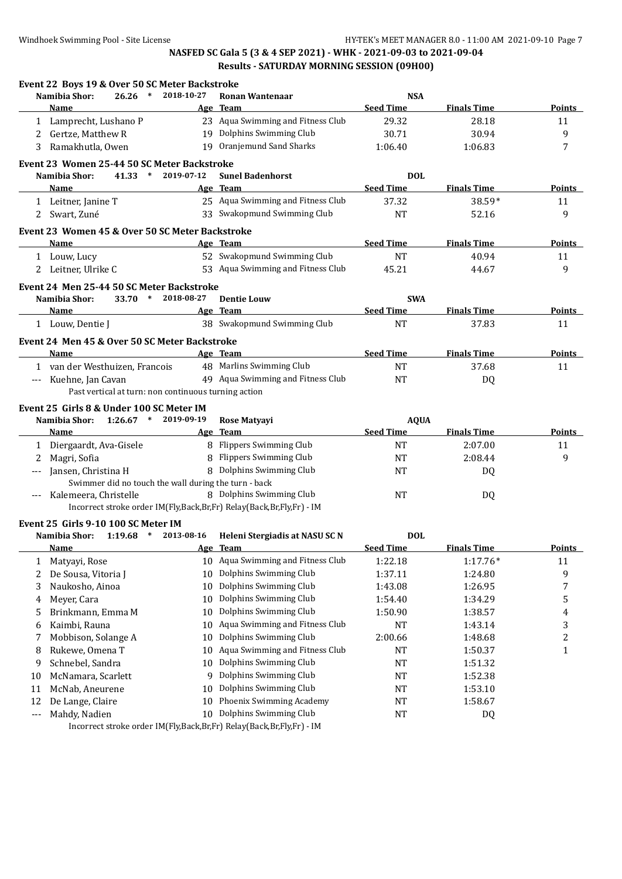**NASFED SC Gala 5 (3 & 4 SEP 2021) - WHK - 2021-09-03 to 2021-09-04**
**Results - SATURDAY MORNING SESSION (09H00)**

### Event 22 Boys 19 & Over 50 SC Meter Backstroke

Namibia Shor: 26.26 * 2018-10-27 Ronan Wantenaar NSA

| | Name | Age | Team | Seed Time | Finals Time | Points |
|---|---|---|---|---|---|---|
| 1 | Lamprecht, Lushano P | 23 | Aqua Swimming and Fitness Club | 29.32 | 28.18 | 11 |
| 2 | Gertze, Matthew R | 19 | Dolphins Swimming Club | 30.71 | 30.94 | 9 |
| 3 | Ramakhutla, Owen | 19 | Oranjemund Sand Sharks | 1:06.40 | 1:06.83 | 7 |

### Event 23 Women 25-44 50 SC Meter Backstroke

Namibia Shor: 41.33 * 2019-07-12 Sunel Badenhorst DOL

| | Name | Age | Team | Seed Time | Finals Time | Points |
|---|---|---|---|---|---|---|
| 1 | Leitner, Janine T | 25 | Aqua Swimming and Fitness Club | 37.32 | 38.59* | 11 |
| 2 | Swart, Zuné | 33 | Swakopmund Swimming Club | NT | 52.16 | 9 |

### Event 23 Women 45 & Over 50 SC Meter Backstroke

| | Name | Age | Team | Seed Time | Finals Time | Points |
|---|---|---|---|---|---|---|
| 1 | Louw, Lucy | 52 | Swakopmund Swimming Club | NT | 40.94 | 11 |
| 2 | Leitner, Ulrike C | 53 | Aqua Swimming and Fitness Club | 45.21 | 44.67 | 9 |

### Event 24 Men 25-44 50 SC Meter Backstroke

Namibia Shor: 33.70 * 2018-08-27 Dentie Louw SWA

| | Name | Age | Team | Seed Time | Finals Time | Points |
|---|---|---|---|---|---|---|
| 1 | Louw, Dentie J | 38 | Swakopmund Swimming Club | NT | 37.83 | 11 |

### Event 24 Men 45 & Over 50 SC Meter Backstroke

| | Name | Age | Team | Seed Time | Finals Time | Points |
|---|---|---|---|---|---|---|
| 1 | van der Westhuizen, Francois | 48 | Marlins Swimming Club | NT | 37.68 | 11 |
| --- | Kuehne, Jan Cavan | 49 | Aqua Swimming and Fitness Club | NT | DQ | |
| | Past vertical at turn: non continuous turning action | | | | | |

### Event 25 Girls 8 & Under 100 SC Meter IM

Namibia Shor: 1:26.67 * 2019-09-19 Rose Matyayi AQUA

| | Name | Age | Team | Seed Time | Finals Time | Points |
|---|---|---|---|---|---|---|
| 1 | Diergaardt, Ava-Gisele | 8 | Flippers Swimming Club | NT | 2:07.00 | 11 |
| 2 | Magri, Sofia | 8 | Flippers Swimming Club | NT | 2:08.44 | 9 |
| --- | Jansen, Christina H | 8 | Dolphins Swimming Club | NT | DQ | |
| | Swimmer did no touch the wall during the turn - back | | | | | |
| --- | Kalemeera, Christelle | 8 | Dolphins Swimming Club | NT | DQ | |
| | Incorrect stroke order IM(Fly,Back,Br,Fr) Relay(Back,Br,Fly,Fr) - IM | | | | | |

### Event 25 Girls 9-10 100 SC Meter IM

Namibia Shor: 1:19.68 * 2013-08-16 Heleni Stergiadis at NASU SC N DOL

| | Name | Age | Team | Seed Time | Finals Time | Points |
|---|---|---|---|---|---|---|
| 1 | Matyayi, Rose | 10 | Aqua Swimming and Fitness Club | 1:22.18 | 1:17.76* | 11 |
| 2 | De Sousa, Vitoria J | 10 | Dolphins Swimming Club | 1:37.11 | 1:24.80 | 9 |
| 3 | Naukosho, Ainoa | 10 | Dolphins Swimming Club | 1:43.08 | 1:26.95 | 7 |
| 4 | Meyer, Cara | 10 | Dolphins Swimming Club | 1:54.40 | 1:34.29 | 5 |
| 5 | Brinkmann, Emma M | 10 | Dolphins Swimming Club | 1:50.90 | 1:38.57 | 4 |
| 6 | Kaimbi, Rauna | 10 | Aqua Swimming and Fitness Club | NT | 1:43.14 | 3 |
| 7 | Mobbison, Solange A | 10 | Dolphins Swimming Club | 2:00.66 | 1:48.68 | 2 |
| 8 | Rukewe, Omena T | 10 | Aqua Swimming and Fitness Club | NT | 1:50.37 | 1 |
| 9 | Schnebel, Sandra | 10 | Dolphins Swimming Club | NT | 1:51.32 | |
| 10 | McNamara, Scarlett | 9 | Dolphins Swimming Club | NT | 1:52.38 | |
| 11 | McNab, Aneurene | 10 | Dolphins Swimming Club | NT | 1:53.10 | |
| 12 | De Lange, Claire | 10 | Phoenix Swimming Academy | NT | 1:58.67 | |
| --- | Mahdy, Nadien | 10 | Dolphins Swimming Club | NT | DQ | |
| | Incorrect stroke order IM(Fly,Back,Br,Fr) Relay(Back,Br,Fly,Fr) - IM | | | | | |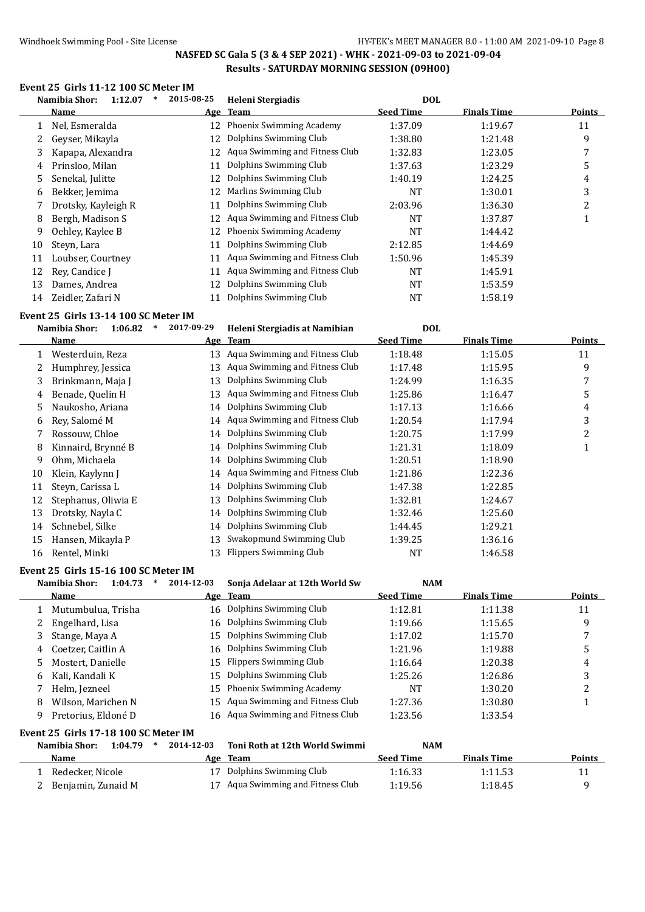## NASFED SC Gala 5 (3 & 4 SEP 2021) - WHK - 2021-09-03 to 2021-09-04

### Results - SATURDAY MORNING SESSION (09H00)

#### Event 25 Girls 11-12 100 SC Meter IM

Namibia Shor: 1:12.07 * 2015-08-25 Heleni Stergiadis DOL

| | Name | Age | Team | Seed Time | Finals Time | Points |
|---|---|---|---|---|---|---|
| 1 | Nel, Esmeralda | 12 | Phoenix Swimming Academy | 1:37.09 | 1:19.67 | 11 |
| 2 | Geyser, Mikayla | 12 | Dolphins Swimming Club | 1:38.80 | 1:21.48 | 9 |
| 3 | Kapapa, Alexandra | 12 | Aqua Swimming and Fitness Club | 1:32.83 | 1:23.05 | 7 |
| 4 | Prinsloo, Milan | 11 | Dolphins Swimming Club | 1:37.63 | 1:23.29 | 5 |
| 5 | Senekal, Julitte | 12 | Dolphins Swimming Club | 1:40.19 | 1:24.25 | 4 |
| 6 | Bekker, Jemima | 12 | Marlins Swimming Club | NT | 1:30.01 | 3 |
| 7 | Drotsky, Kayleigh R | 11 | Dolphins Swimming Club | 2:03.96 | 1:36.30 | 2 |
| 8 | Bergh, Madison S | 12 | Aqua Swimming and Fitness Club | NT | 1:37.87 | 1 |
| 9 | Oehley, Kaylee B | 12 | Phoenix Swimming Academy | NT | 1:44.42 | |
| 10 | Steyn, Lara | 11 | Dolphins Swimming Club | 2:12.85 | 1:44.69 | |
| 11 | Loubser, Courtney | 11 | Aqua Swimming and Fitness Club | 1:50.96 | 1:45.39 | |
| 12 | Rey, Candice J | 11 | Aqua Swimming and Fitness Club | NT | 1:45.91 | |
| 13 | Dames, Andrea | 12 | Dolphins Swimming Club | NT | 1:53.59 | |
| 14 | Zeidler, Zafari N | 11 | Dolphins Swimming Club | NT | 1:58.19 | |

#### Event 25 Girls 13-14 100 SC Meter IM

Namibia Shor: 1:06.82 * 2017-09-29 Heleni Stergiadis at Namibian DOL

| | Name | Age | Team | Seed Time | Finals Time | Points |
|---|---|---|---|---|---|---|
| 1 | Westerduin, Reza | 13 | Aqua Swimming and Fitness Club | 1:18.48 | 1:15.05 | 11 |
| 2 | Humphrey, Jessica | 13 | Aqua Swimming and Fitness Club | 1:17.48 | 1:15.95 | 9 |
| 3 | Brinkmann, Maja J | 13 | Dolphins Swimming Club | 1:24.99 | 1:16.35 | 7 |
| 4 | Benade, Quelin H | 13 | Aqua Swimming and Fitness Club | 1:25.86 | 1:16.47 | 5 |
| 5 | Naukosho, Ariana | 14 | Dolphins Swimming Club | 1:17.13 | 1:16.66 | 4 |
| 6 | Rey, Salomé M | 14 | Aqua Swimming and Fitness Club | 1:20.54 | 1:17.94 | 3 |
| 7 | Rossouw, Chloe | 14 | Dolphins Swimming Club | 1:20.75 | 1:17.99 | 2 |
| 8 | Kinnaird, Brynné B | 14 | Dolphins Swimming Club | 1:21.31 | 1:18.09 | 1 |
| 9 | Ohm, Michaela | 14 | Dolphins Swimming Club | 1:20.51 | 1:18.90 | |
| 10 | Klein, Kaylynn J | 14 | Aqua Swimming and Fitness Club | 1:21.86 | 1:22.36 | |
| 11 | Steyn, Carissa L | 14 | Dolphins Swimming Club | 1:47.38 | 1:22.85 | |
| 12 | Stephanus, Oliwia E | 13 | Dolphins Swimming Club | 1:32.81 | 1:24.67 | |
| 13 | Drotsky, Nayla C | 14 | Dolphins Swimming Club | 1:32.46 | 1:25.60 | |
| 14 | Schnebel, Silke | 14 | Dolphins Swimming Club | 1:44.45 | 1:29.21 | |
| 15 | Hansen, Mikayla P | 13 | Swakopmund Swimming Club | 1:39.25 | 1:36.16 | |
| 16 | Rentel, Minki | 13 | Flippers Swimming Club | NT | 1:46.58 | |

#### Event 25 Girls 15-16 100 SC Meter IM

Namibia Shor: 1:04.73 * 2014-12-03 Sonja Adelaar at 12th World Sw NAM

| | Name | Age | Team | Seed Time | Finals Time | Points |
|---|---|---|---|---|---|---|
| 1 | Mutumbulua, Trisha | 16 | Dolphins Swimming Club | 1:12.81 | 1:11.38 | 11 |
| 2 | Engelhard, Lisa | 16 | Dolphins Swimming Club | 1:19.66 | 1:15.65 | 9 |
| 3 | Stange, Maya A | 15 | Dolphins Swimming Club | 1:17.02 | 1:15.70 | 7 |
| 4 | Coetzer, Caitlin A | 16 | Dolphins Swimming Club | 1:21.96 | 1:19.88 | 5 |
| 5 | Mostert, Danielle | 15 | Flippers Swimming Club | 1:16.64 | 1:20.38 | 4 |
| 6 | Kali, Kandali K | 15 | Dolphins Swimming Club | 1:25.26 | 1:26.86 | 3 |
| 7 | Helm, Jezneel | 15 | Phoenix Swimming Academy | NT | 1:30.20 | 2 |
| 8 | Wilson, Marichen N | 15 | Aqua Swimming and Fitness Club | 1:27.36 | 1:30.80 | 1 |
| 9 | Pretorius, Eldoné D | 16 | Aqua Swimming and Fitness Club | 1:23.56 | 1:33.54 | |

#### Event 25 Girls 17-18 100 SC Meter IM

Namibia Shor: 1:04.79 * 2014-12-03 Toni Roth at 12th World Swimmi NAM

| | Name | Age | Team | Seed Time | Finals Time | Points |
|---|---|---|---|---|---|---|
| 1 | Redecker, Nicole | 17 | Dolphins Swimming Club | 1:16.33 | 1:11.53 | 11 |
| 2 | Benjamin, Zunaid M | 17 | Aqua Swimming and Fitness Club | 1:19.56 | 1:18.45 | 9 |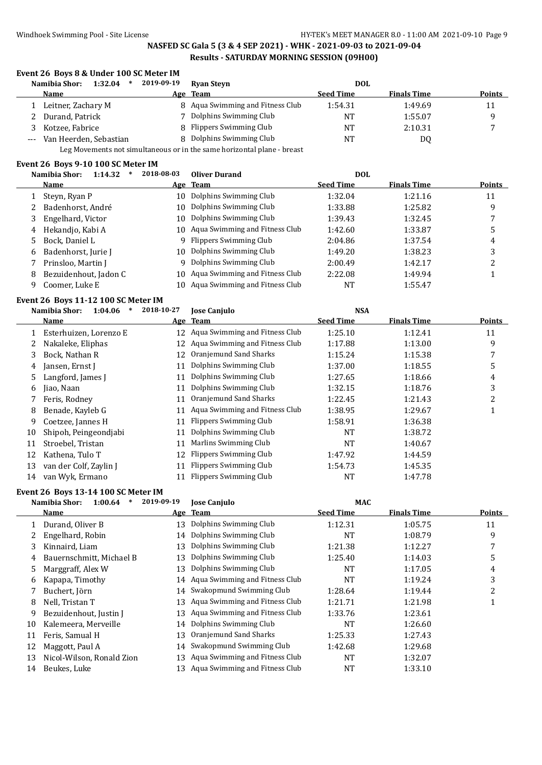# NASFED SC Gala 5 (3 & 4 SEP 2021) - WHK - 2021-09-03 to 2021-09-04

## Results - SATURDAY MORNING SESSION (09H00)

### Event 26 Boys 8 & Under 100 SC Meter IM

Namibia Shor: 1:32.04 * 2019-09-19 Ryan Steyn DOL

| | Name | Age | Team | Seed Time | Finals Time | Points |
|---|---|---|---|---|---|---|
| 1 | Leitner, Zachary M | 8 | Aqua Swimming and Fitness Club | 1:54.31 | 1:49.69 | 11 |
| 2 | Durand, Patrick | 7 | Dolphins Swimming Club | NT | 1:55.07 | 9 |
| 3 | Kotzee, Fabrice | 8 | Flippers Swimming Club | NT | 2:10.31 | 7 |
| --- | Van Heerden, Sebastian | 8 | Dolphins Swimming Club | NT | DQ | |

Leg Movements not simultaneous or in the same horizontal plane - breast

### Event 26 Boys 9-10 100 SC Meter IM

Namibia Shor: 1:14.32 * 2018-08-03 Oliver Durand DOL

| | Name | Age | Team | Seed Time | Finals Time | Points |
|---|---|---|---|---|---|---|
| 1 | Steyn, Ryan P | 10 | Dolphins Swimming Club | 1:32.04 | 1:21.16 | 11 |
| 2 | Badenhorst, André | 10 | Dolphins Swimming Club | 1:33.88 | 1:25.82 | 9 |
| 3 | Engelhard, Victor | 10 | Dolphins Swimming Club | 1:39.43 | 1:32.45 | 7 |
| 4 | Hekandjo, Kabi A | 10 | Aqua Swimming and Fitness Club | 1:42.60 | 1:33.87 | 5 |
| 5 | Bock, Daniel L | 9 | Flippers Swimming Club | 2:04.86 | 1:37.54 | 4 |
| 6 | Badenhorst, Jurie J | 10 | Dolphins Swimming Club | 1:49.20 | 1:38.23 | 3 |
| 7 | Prinsloo, Martin J | 9 | Dolphins Swimming Club | 2:00.49 | 1:42.17 | 2 |
| 8 | Bezuidenhout, Jadon C | 10 | Aqua Swimming and Fitness Club | 2:22.08 | 1:49.94 | 1 |
| 9 | Coomer, Luke E | 10 | Aqua Swimming and Fitness Club | NT | 1:55.47 | |

### Event 26 Boys 11-12 100 SC Meter IM

Namibia Shor: 1:04.06 * 2018-10-27 Jose Canjulo NSA

| | Name | Age | Team | Seed Time | Finals Time | Points |
|---|---|---|---|---|---|---|
| 1 | Esterhuizen, Lorenzo E | 12 | Aqua Swimming and Fitness Club | 1:25.10 | 1:12.41 | 11 |
| 2 | Nakaleke, Eliphas | 12 | Aqua Swimming and Fitness Club | 1:17.88 | 1:13.00 | 9 |
| 3 | Bock, Nathan R | 12 | Oranjemund Sand Sharks | 1:15.24 | 1:15.38 | 7 |
| 4 | Jansen, Ernst J | 11 | Dolphins Swimming Club | 1:37.00 | 1:18.55 | 5 |
| 5 | Langford, James J | 11 | Dolphins Swimming Club | 1:27.65 | 1:18.66 | 4 |
| 6 | Jiao, Naan | 11 | Dolphins Swimming Club | 1:32.15 | 1:18.76 | 3 |
| 7 | Feris, Rodney | 11 | Oranjemund Sand Sharks | 1:22.45 | 1:21.43 | 2 |
| 8 | Benade, Kayleb G | 11 | Aqua Swimming and Fitness Club | 1:38.95 | 1:29.67 | 1 |
| 9 | Coetzee, Jannes H | 11 | Flippers Swimming Club | 1:58.91 | 1:36.38 | |
| 10 | Shipoh, Peingeondjabi | 11 | Dolphins Swimming Club | NT | 1:38.72 | |
| 11 | Stroebel, Tristan | 11 | Marlins Swimming Club | NT | 1:40.67 | |
| 12 | Kathena, Tulo T | 12 | Flippers Swimming Club | 1:47.92 | 1:44.59 | |
| 13 | van der Colf, Zaylin J | 11 | Flippers Swimming Club | 1:54.73 | 1:45.35 | |
| 14 | van Wyk, Ermano | 11 | Flippers Swimming Club | NT | 1:47.78 | |

### Event 26 Boys 13-14 100 SC Meter IM

Namibia Shor: 1:00.64 * 2019-09-19 Jose Canjulo MAC

| | Name | Age | Team | Seed Time | Finals Time | Points |
|---|---|---|---|---|---|---|
| 1 | Durand, Oliver B | 13 | Dolphins Swimming Club | 1:12.31 | 1:05.75 | 11 |
| 2 | Engelhard, Robin | 14 | Dolphins Swimming Club | NT | 1:08.79 | 9 |
| 3 | Kinnaird, Liam | 13 | Dolphins Swimming Club | 1:21.38 | 1:12.27 | 7 |
| 4 | Bauernschmitt, Michael B | 13 | Dolphins Swimming Club | 1:25.40 | 1:14.03 | 5 |
| 5 | Marggraff, Alex W | 13 | Dolphins Swimming Club | NT | 1:17.05 | 4 |
| 6 | Kapapa, Timothy | 14 | Aqua Swimming and Fitness Club | NT | 1:19.24 | 3 |
| 7 | Buchert, Jörn | 14 | Swakopmund Swimming Club | 1:28.64 | 1:19.44 | 2 |
| 8 | Nell, Tristan T | 13 | Aqua Swimming and Fitness Club | 1:21.71 | 1:21.98 | 1 |
| 9 | Bezuidenhout, Justin J | 13 | Aqua Swimming and Fitness Club | 1:33.76 | 1:23.61 | |
| 10 | Kalemeera, Merveille | 14 | Dolphins Swimming Club | NT | 1:26.60 | |
| 11 | Feris, Samual H | 13 | Oranjemund Sand Sharks | 1:25.33 | 1:27.43 | |
| 12 | Maggott, Paul A | 14 | Swakopmund Swimming Club | 1:42.68 | 1:29.68 | |
| 13 | Nicol-Wilson, Ronald Zion | 13 | Aqua Swimming and Fitness Club | NT | 1:32.07 | |
| 14 | Beukes, Luke | 13 | Aqua Swimming and Fitness Club | NT | 1:33.10 | |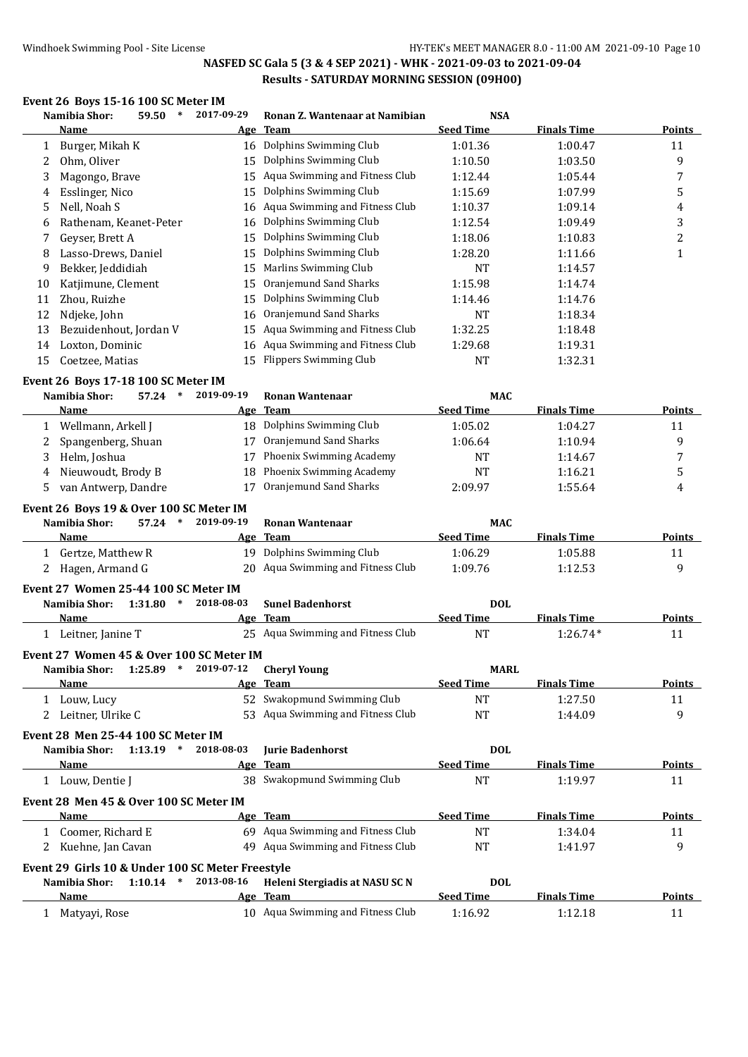## NASFED SC Gala 5 (3 & 4 SEP 2021) - WHK - 2021-09-03 to 2021-09-04

### Results - SATURDAY MORNING SESSION (09H00)

#### Event 26 Boys 15-16 100 SC Meter IM

Namibia Shor: 59.50 * 2017-09-29 Ronan Z. Wantenaar at Namibian NSA

| | Name | Age | Team | Seed Time | Finals Time | Points |
|---|---|---|---|---|---|---|
| 1 | Burger, Mikah K | 16 | Dolphins Swimming Club | 1:01.36 | 1:00.47 | 11 |
| 2 | Ohm, Oliver | 15 | Dolphins Swimming Club | 1:10.50 | 1:03.50 | 9 |
| 3 | Magongo, Brave | 15 | Aqua Swimming and Fitness Club | 1:12.44 | 1:05.44 | 7 |
| 4 | Esslinger, Nico | 15 | Dolphins Swimming Club | 1:15.69 | 1:07.99 | 5 |
| 5 | Nell, Noah S | 16 | Aqua Swimming and Fitness Club | 1:10.37 | 1:09.14 | 4 |
| 6 | Rathenam, Keanet-Peter | 16 | Dolphins Swimming Club | 1:12.54 | 1:09.49 | 3 |
| 7 | Geyser, Brett A | 15 | Dolphins Swimming Club | 1:18.06 | 1:10.83 | 2 |
| 8 | Lasso-Drews, Daniel | 15 | Dolphins Swimming Club | 1:28.20 | 1:11.66 | 1 |
| 9 | Bekker, Jeddidiah | 15 | Marlins Swimming Club | NT | 1:14.57 | |
| 10 | Katjimune, Clement | 15 | Oranjemund Sand Sharks | 1:15.98 | 1:14.74 | |
| 11 | Zhou, Ruizhe | 15 | Dolphins Swimming Club | 1:14.46 | 1:14.76 | |
| 12 | Ndjeke, John | 16 | Oranjemund Sand Sharks | NT | 1:18.34 | |
| 13 | Bezuidenhout, Jordan V | 15 | Aqua Swimming and Fitness Club | 1:32.25 | 1:18.48 | |
| 14 | Loxton, Dominic | 16 | Aqua Swimming and Fitness Club | 1:29.68 | 1:19.31 | |
| 15 | Coetzee, Matias | 15 | Flippers Swimming Club | NT | 1:32.31 | |

#### Event 26 Boys 17-18 100 SC Meter IM

Namibia Shor: 57.24 * 2019-09-19 Ronan Wantenaar MAC

| | Name | Age | Team | Seed Time | Finals Time | Points |
|---|---|---|---|---|---|---|
| 1 | Wellmann, Arkell J | 18 | Dolphins Swimming Club | 1:05.02 | 1:04.27 | 11 |
| 2 | Spangenberg, Shuan | 17 | Oranjemund Sand Sharks | 1:06.64 | 1:10.94 | 9 |
| 3 | Helm, Joshua | 17 | Phoenix Swimming Academy | NT | 1:14.67 | 7 |
| 4 | Nieuwoudt, Brody B | 18 | Phoenix Swimming Academy | NT | 1:16.21 | 5 |
| 5 | van Antwerp, Dandre | 17 | Oranjemund Sand Sharks | 2:09.97 | 1:55.64 | 4 |

#### Event 26 Boys 19 & Over 100 SC Meter IM

Namibia Shor: 57.24 * 2019-09-19 Ronan Wantenaar MAC

| | Name | Age | Team | Seed Time | Finals Time | Points |
|---|---|---|---|---|---|---|
| 1 | Gertze, Matthew R | 19 | Dolphins Swimming Club | 1:06.29 | 1:05.88 | 11 |
| 2 | Hagen, Armand G | 20 | Aqua Swimming and Fitness Club | 1:09.76 | 1:12.53 | 9 |

#### Event 27 Women 25-44 100 SC Meter IM

Namibia Shor: 1:31.80 * 2018-08-03 Sunel Badenhorst DOL

| | Name | Age | Team | Seed Time | Finals Time | Points |
|---|---|---|---|---|---|---|
| 1 | Leitner, Janine T | 25 | Aqua Swimming and Fitness Club | NT | 1:26.74* | 11 |

#### Event 27 Women 45 & Over 100 SC Meter IM

Namibia Shor: 1:25.89 * 2019-07-12 Cheryl Young MARL

| | Name | Age | Team | Seed Time | Finals Time | Points |
|---|---|---|---|---|---|---|
| 1 | Louw, Lucy | 52 | Swakopmund Swimming Club | NT | 1:27.50 | 11 |
| 2 | Leitner, Ulrike C | 53 | Aqua Swimming and Fitness Club | NT | 1:44.09 | 9 |

#### Event 28 Men 25-44 100 SC Meter IM

Namibia Shor: 1:13.19 * 2018-08-03 Jurie Badenhorst DOL

| | Name | Age | Team | Seed Time | Finals Time | Points |
|---|---|---|---|---|---|---|
| 1 | Louw, Dentie J | 38 | Swakopmund Swimming Club | NT | 1:19.97 | 11 |

#### Event 28 Men 45 & Over 100 SC Meter IM

| | Name | Age | Team | Seed Time | Finals Time | Points |
|---|---|---|---|---|---|---|
| 1 | Coomer, Richard E | 69 | Aqua Swimming and Fitness Club | NT | 1:34.04 | 11 |
| 2 | Kuehne, Jan Cavan | 49 | Aqua Swimming and Fitness Club | NT | 1:41.97 | 9 |

#### Event 29 Girls 10 & Under 100 SC Meter Freestyle

Namibia Shor: 1:10.14 * 2013-08-16 Heleni Stergiadis at NASU SC N DOL

| | Name | Age | Team | Seed Time | Finals Time | Points |
|---|---|---|---|---|---|---|
| 1 | Matyayi, Rose | 10 | Aqua Swimming and Fitness Club | 1:16.92 | 1:12.18 | 11 |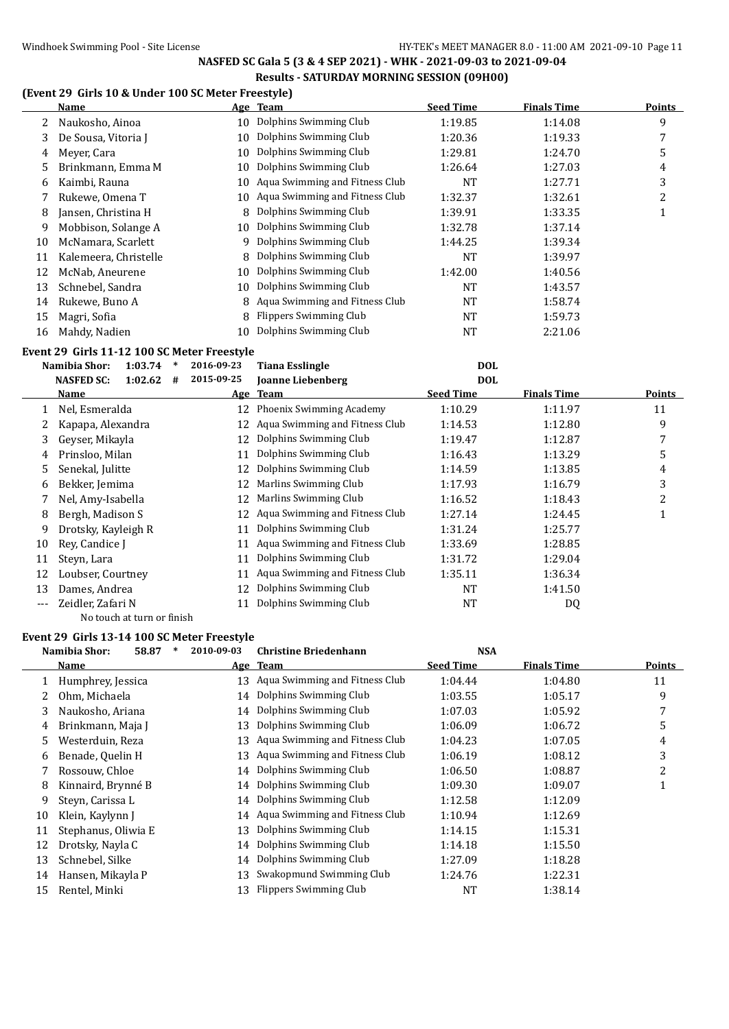## NASFED SC Gala 5 (3 & 4 SEP 2021) - WHK - 2021-09-03 to 2021-09-04

### Results - SATURDAY MORNING SESSION (09H00)

### (Event 29 Girls 10 & Under 100 SC Meter Freestyle)

| | Name | Age | Team | Seed Time | Finals Time | Points |
|---|---|---|---|---|---|---|
| 2 | Naukosho, Ainoa | 10 | Dolphins Swimming Club | 1:19.85 | 1:14.08 | 9 |
| 3 | De Sousa, Vitoria J | 10 | Dolphins Swimming Club | 1:20.36 | 1:19.33 | 7 |
| 4 | Meyer, Cara | 10 | Dolphins Swimming Club | 1:29.81 | 1:24.70 | 5 |
| 5 | Brinkmann, Emma M | 10 | Dolphins Swimming Club | 1:26.64 | 1:27.03 | 4 |
| 6 | Kaimbi, Rauna | 10 | Aqua Swimming and Fitness Club | NT | 1:27.71 | 3 |
| 7 | Rukewe, Omena T | 10 | Aqua Swimming and Fitness Club | 1:32.37 | 1:32.61 | 2 |
| 8 | Jansen, Christina H | 8 | Dolphins Swimming Club | 1:39.91 | 1:33.35 | 1 |
| 9 | Mobbison, Solange A | 10 | Dolphins Swimming Club | 1:32.78 | 1:37.14 | |
| 10 | McNamara, Scarlett | 9 | Dolphins Swimming Club | 1:44.25 | 1:39.34 | |
| 11 | Kalemeera, Christelle | 8 | Dolphins Swimming Club | NT | 1:39.97 | |
| 12 | McNab, Aneurene | 10 | Dolphins Swimming Club | 1:42.00 | 1:40.56 | |
| 13 | Schnebel, Sandra | 10 | Dolphins Swimming Club | NT | 1:43.57 | |
| 14 | Rukewe, Buno A | 8 | Aqua Swimming and Fitness Club | NT | 1:58.74 | |
| 15 | Magri, Sofia | 8 | Flippers Swimming Club | NT | 1:59.73 | |
| 16 | Mahdy, Nadien | 10 | Dolphins Swimming Club | NT | 2:21.06 | |

### Event 29 Girls 11-12 100 SC Meter Freestyle

Namibia Shor: 1:03.74 * 2016-09-23 Tiana Esslingle DOL
NASFED SC: 1:02.62 # 2015-09-25 Joanne Liebenberg DOL

| | Name | Age | Team | Seed Time | Finals Time | Points |
|---|---|---|---|---|---|---|
| 1 | Nel, Esmeralda | 12 | Phoenix Swimming Academy | 1:10.29 | 1:11.97 | 11 |
| 2 | Kapapa, Alexandra | 12 | Aqua Swimming and Fitness Club | 1:14.53 | 1:12.80 | 9 |
| 3 | Geyser, Mikayla | 12 | Dolphins Swimming Club | 1:19.47 | 1:12.87 | 7 |
| 4 | Prinsloo, Milan | 11 | Dolphins Swimming Club | 1:16.43 | 1:13.29 | 5 |
| 5 | Senekal, Julitte | 12 | Dolphins Swimming Club | 1:14.59 | 1:13.85 | 4 |
| 6 | Bekker, Jemima | 12 | Marlins Swimming Club | 1:17.93 | 1:16.79 | 3 |
| 7 | Nel, Amy-Isabella | 12 | Marlins Swimming Club | 1:16.52 | 1:18.43 | 2 |
| 8 | Bergh, Madison S | 12 | Aqua Swimming and Fitness Club | 1:27.14 | 1:24.45 | 1 |
| 9 | Drotsky, Kayleigh R | 11 | Dolphins Swimming Club | 1:31.24 | 1:25.77 | |
| 10 | Rey, Candice J | 11 | Aqua Swimming and Fitness Club | 1:33.69 | 1:28.85 | |
| 11 | Steyn, Lara | 11 | Dolphins Swimming Club | 1:31.72 | 1:29.04 | |
| 12 | Loubser, Courtney | 11 | Aqua Swimming and Fitness Club | 1:35.11 | 1:36.34 | |
| 13 | Dames, Andrea | 12 | Dolphins Swimming Club | NT | 1:41.50 | |
| --- | Zeidler, Zafari N | 11 | Dolphins Swimming Club | NT | DQ | |
| | No touch at turn or finish | | | | | |

### Event 29 Girls 13-14 100 SC Meter Freestyle

Namibia Shor: 58.87 * 2010-09-03 Christine Briedenhann NSA

| | Name | Age | Team | Seed Time | Finals Time | Points |
|---|---|---|---|---|---|---|
| 1 | Humphrey, Jessica | 13 | Aqua Swimming and Fitness Club | 1:04.44 | 1:04.80 | 11 |
| 2 | Ohm, Michaela | 14 | Dolphins Swimming Club | 1:03.55 | 1:05.17 | 9 |
| 3 | Naukosho, Ariana | 14 | Dolphins Swimming Club | 1:07.03 | 1:05.92 | 7 |
| 4 | Brinkmann, Maja J | 13 | Dolphins Swimming Club | 1:06.09 | 1:06.72 | 5 |
| 5 | Westerduin, Reza | 13 | Aqua Swimming and Fitness Club | 1:04.23 | 1:07.05 | 4 |
| 6 | Benade, Quelin H | 13 | Aqua Swimming and Fitness Club | 1:06.19 | 1:08.12 | 3 |
| 7 | Rossouw, Chloe | 14 | Dolphins Swimming Club | 1:06.50 | 1:08.87 | 2 |
| 8 | Kinnaird, Brynné B | 14 | Dolphins Swimming Club | 1:09.30 | 1:09.07 | 1 |
| 9 | Steyn, Carissa L | 14 | Dolphins Swimming Club | 1:12.58 | 1:12.09 | |
| 10 | Klein, Kaylynn J | 14 | Aqua Swimming and Fitness Club | 1:10.94 | 1:12.69 | |
| 11 | Stephanus, Oliwia E | 13 | Dolphins Swimming Club | 1:14.15 | 1:15.31 | |
| 12 | Drotsky, Nayla C | 14 | Dolphins Swimming Club | 1:14.18 | 1:15.50 | |
| 13 | Schnebel, Silke | 14 | Dolphins Swimming Club | 1:27.09 | 1:18.28 | |
| 14 | Hansen, Mikayla P | 13 | Swakopmund Swimming Club | 1:24.76 | 1:22.31 | |
| 15 | Rentel, Minki | 13 | Flippers Swimming Club | NT | 1:38.14 | |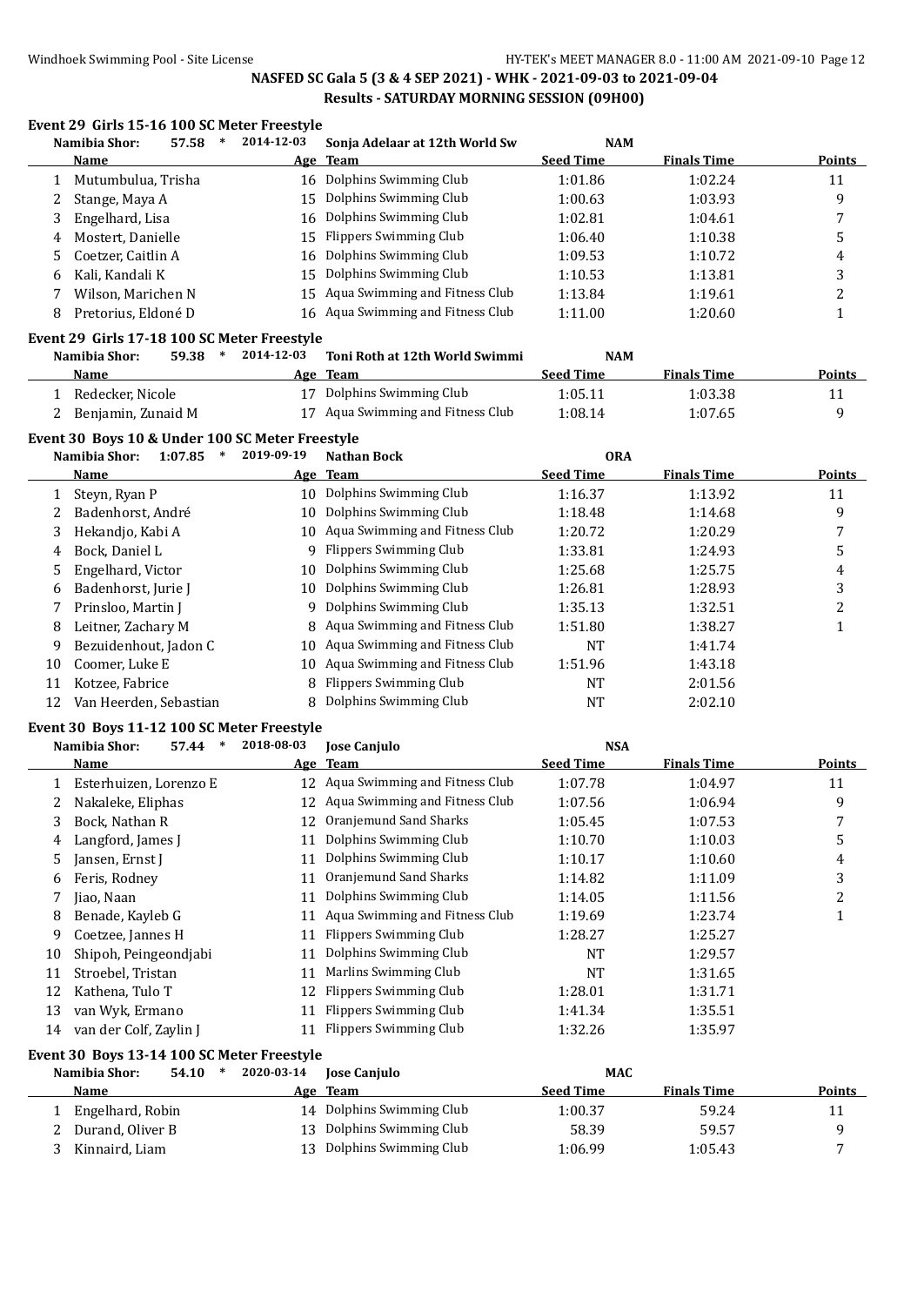## NASFED SC Gala 5 (3 & 4 SEP 2021) - WHK - 2021-09-03 to 2021-09-04

### Results - SATURDAY MORNING SESSION (09H00)

#### Event 29 Girls 15-16 100 SC Meter Freestyle

Namibia Shor: 57.58 * 2014-12-03 Sonja Adelaar at 12th World Sw NAM

| | Name | Age | Team | Seed Time | Finals Time | Points |
|---|---|---|---|---|---|---|
| 1 | Mutumbulua, Trisha | 16 | Dolphins Swimming Club | 1:01.86 | 1:02.24 | 11 |
| 2 | Stange, Maya A | 15 | Dolphins Swimming Club | 1:00.63 | 1:03.93 | 9 |
| 3 | Engelhard, Lisa | 16 | Dolphins Swimming Club | 1:02.81 | 1:04.61 | 7 |
| 4 | Mostert, Danielle | 15 | Flippers Swimming Club | 1:06.40 | 1:10.38 | 5 |
| 5 | Coetzer, Caitlin A | 16 | Dolphins Swimming Club | 1:09.53 | 1:10.72 | 4 |
| 6 | Kali, Kandali K | 15 | Dolphins Swimming Club | 1:10.53 | 1:13.81 | 3 |
| 7 | Wilson, Marichen N | 15 | Aqua Swimming and Fitness Club | 1:13.84 | 1:19.61 | 2 |
| 8 | Pretorius, Eldoné D | 16 | Aqua Swimming and Fitness Club | 1:11.00 | 1:20.60 | 1 |

#### Event 29 Girls 17-18 100 SC Meter Freestyle

Namibia Shor: 59.38 * 2014-12-03 Toni Roth at 12th World Swimmi NAM

| | Name | Age | Team | Seed Time | Finals Time | Points |
|---|---|---|---|---|---|---|
| 1 | Redecker, Nicole | 17 | Dolphins Swimming Club | 1:05.11 | 1:03.38 | 11 |
| 2 | Benjamin, Zunaid M | 17 | Aqua Swimming and Fitness Club | 1:08.14 | 1:07.65 | 9 |

#### Event 30 Boys 10 & Under 100 SC Meter Freestyle

Namibia Shor: 1:07.85 * 2019-09-19 Nathan Bock ORA

| | Name | Age | Team | Seed Time | Finals Time | Points |
|---|---|---|---|---|---|---|
| 1 | Steyn, Ryan P | 10 | Dolphins Swimming Club | 1:16.37 | 1:13.92 | 11 |
| 2 | Badenhorst, André | 10 | Dolphins Swimming Club | 1:18.48 | 1:14.68 | 9 |
| 3 | Hekandjo, Kabi A | 10 | Aqua Swimming and Fitness Club | 1:20.72 | 1:20.29 | 7 |
| 4 | Bock, Daniel L | 9 | Flippers Swimming Club | 1:33.81 | 1:24.93 | 5 |
| 5 | Engelhard, Victor | 10 | Dolphins Swimming Club | 1:25.68 | 1:25.75 | 4 |
| 6 | Badenhorst, Jurie J | 10 | Dolphins Swimming Club | 1:26.81 | 1:28.93 | 3 |
| 7 | Prinsloo, Martin J | 9 | Dolphins Swimming Club | 1:35.13 | 1:32.51 | 2 |
| 8 | Leitner, Zachary M | 8 | Aqua Swimming and Fitness Club | 1:51.80 | 1:38.27 | 1 |
| 9 | Bezuidenhout, Jadon C | 10 | Aqua Swimming and Fitness Club | NT | 1:41.74 | |
| 10 | Coomer, Luke E | 10 | Aqua Swimming and Fitness Club | 1:51.96 | 1:43.18 | |
| 11 | Kotzee, Fabrice | 8 | Flippers Swimming Club | NT | 2:01.56 | |
| 12 | Van Heerden, Sebastian | 8 | Dolphins Swimming Club | NT | 2:02.10 | |

#### Event 30 Boys 11-12 100 SC Meter Freestyle

Namibia Shor: 57.44 * 2018-08-03 Jose Canjulo NSA

| | Name | Age | Team | Seed Time | Finals Time | Points |
|---|---|---|---|---|---|---|
| 1 | Esterhuizen, Lorenzo E | 12 | Aqua Swimming and Fitness Club | 1:07.78 | 1:04.97 | 11 |
| 2 | Nakaleke, Eliphas | 12 | Aqua Swimming and Fitness Club | 1:07.56 | 1:06.94 | 9 |
| 3 | Bock, Nathan R | 12 | Oranjemund Sand Sharks | 1:05.45 | 1:07.53 | 7 |
| 4 | Langford, James J | 11 | Dolphins Swimming Club | 1:10.70 | 1:10.03 | 5 |
| 5 | Jansen, Ernst J | 11 | Dolphins Swimming Club | 1:10.17 | 1:10.60 | 4 |
| 6 | Feris, Rodney | 11 | Oranjemund Sand Sharks | 1:14.82 | 1:11.09 | 3 |
| 7 | Jiao, Naan | 11 | Dolphins Swimming Club | 1:14.05 | 1:11.56 | 2 |
| 8 | Benade, Kayleb G | 11 | Aqua Swimming and Fitness Club | 1:19.69 | 1:23.74 | 1 |
| 9 | Coetzee, Jannes H | 11 | Flippers Swimming Club | 1:28.27 | 1:25.27 | |
| 10 | Shipoh, Peingeondjabi | 11 | Dolphins Swimming Club | NT | 1:29.57 | |
| 11 | Stroebel, Tristan | 11 | Marlins Swimming Club | NT | 1:31.65 | |
| 12 | Kathena, Tulo T | 12 | Flippers Swimming Club | 1:28.01 | 1:31.71 | |
| 13 | van Wyk, Ermano | 11 | Flippers Swimming Club | 1:41.34 | 1:35.51 | |
| 14 | van der Colf, Zaylin J | 11 | Flippers Swimming Club | 1:32.26 | 1:35.97 | |

#### Event 30 Boys 13-14 100 SC Meter Freestyle

Namibia Shor: 54.10 * 2020-03-14 Jose Canjulo MAC

| | Name | Age | Team | Seed Time | Finals Time | Points |
|---|---|---|---|---|---|---|
| 1 | Engelhard, Robin | 14 | Dolphins Swimming Club | 1:00.37 | 59.24 | 11 |
| 2 | Durand, Oliver B | 13 | Dolphins Swimming Club | 58.39 | 59.57 | 9 |
| 3 | Kinnaird, Liam | 13 | Dolphins Swimming Club | 1:06.99 | 1:05.43 | 7 |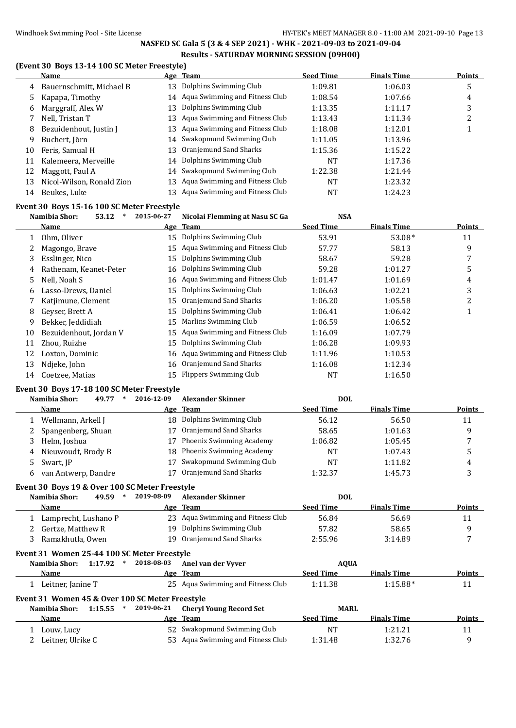## NASFED SC Gala 5 (3 & 4 SEP 2021) - WHK - 2021-09-03 to 2021-09-04

### Results - SATURDAY MORNING SESSION (09H00)

### (Event 30 Boys 13-14 100 SC Meter Freestyle)

| | Name | Age | Team | Seed Time | Finals Time | Points |
|---|---|---|---|---|---|---|
| 4 | Bauernschmitt, Michael B | 13 | Dolphins Swimming Club | 1:09.81 | 1:06.03 | 5 |
| 5 | Kapapa, Timothy | 14 | Aqua Swimming and Fitness Club | 1:08.54 | 1:07.66 | 4 |
| 6 | Marggraff, Alex W | 13 | Dolphins Swimming Club | 1:13.35 | 1:11.17 | 3 |
| 7 | Nell, Tristan T | 13 | Aqua Swimming and Fitness Club | 1:13.43 | 1:11.34 | 2 |
| 8 | Bezuidenhout, Justin J | 13 | Aqua Swimming and Fitness Club | 1:18.08 | 1:12.01 | 1 |
| 9 | Buchert, Jörn | 14 | Swakopmund Swimming Club | 1:11.05 | 1:13.96 | |
| 10 | Feris, Samual H | 13 | Oranjemund Sand Sharks | 1:15.36 | 1:15.22 | |
| 11 | Kalemeera, Merveille | 14 | Dolphins Swimming Club | NT | 1:17.36 | |
| 12 | Maggott, Paul A | 14 | Swakopmund Swimming Club | 1:22.38 | 1:21.44 | |
| 13 | Nicol-Wilson, Ronald Zion | 13 | Aqua Swimming and Fitness Club | NT | 1:23.32 | |
| 14 | Beukes, Luke | 13 | Aqua Swimming and Fitness Club | NT | 1:24.23 | |

### Event 30 Boys 15-16 100 SC Meter Freestyle

Namibia Shor: 53.12 * 2015-06-27 Nicolai Flemming at Nasu SC Ga NSA

| | Name | Age | Team | Seed Time | Finals Time | Points |
|---|---|---|---|---|---|---|
| 1 | Ohm, Oliver | 15 | Dolphins Swimming Club | 53.91 | 53.08* | 11 |
| 2 | Magongo, Brave | 15 | Aqua Swimming and Fitness Club | 57.77 | 58.13 | 9 |
| 3 | Esslinger, Nico | 15 | Dolphins Swimming Club | 58.67 | 59.28 | 7 |
| 4 | Rathenam, Keanet-Peter | 16 | Dolphins Swimming Club | 59.28 | 1:01.27 | 5 |
| 5 | Nell, Noah S | 16 | Aqua Swimming and Fitness Club | 1:01.47 | 1:01.69 | 4 |
| 6 | Lasso-Drews, Daniel | 15 | Dolphins Swimming Club | 1:06.63 | 1:02.21 | 3 |
| 7 | Katjimune, Clement | 15 | Oranjemund Sand Sharks | 1:06.20 | 1:05.58 | 2 |
| 8 | Geyser, Brett A | 15 | Dolphins Swimming Club | 1:06.41 | 1:06.42 | 1 |
| 9 | Bekker, Jeddidiah | 15 | Marlins Swimming Club | 1:06.59 | 1:06.52 | |
| 10 | Bezuidenhout, Jordan V | 15 | Aqua Swimming and Fitness Club | 1:16.09 | 1:07.79 | |
| 11 | Zhou, Ruizhe | 15 | Dolphins Swimming Club | 1:06.28 | 1:09.93 | |
| 12 | Loxton, Dominic | 16 | Aqua Swimming and Fitness Club | 1:11.96 | 1:10.53 | |
| 13 | Ndjeke, John | 16 | Oranjemund Sand Sharks | 1:16.08 | 1:12.34 | |
| 14 | Coetzee, Matias | 15 | Flippers Swimming Club | NT | 1:16.50 | |

### Event 30 Boys 17-18 100 SC Meter Freestyle

Namibia Shor: 49.77 * 2016-12-09 Alexander Skinner DOL

| | Name | Age | Team | Seed Time | Finals Time | Points |
|---|---|---|---|---|---|---|
| 1 | Wellmann, Arkell J | 18 | Dolphins Swimming Club | 56.12 | 56.50 | 11 |
| 2 | Spangenberg, Shuan | 17 | Oranjemund Sand Sharks | 58.65 | 1:01.63 | 9 |
| 3 | Helm, Joshua | 17 | Phoenix Swimming Academy | 1:06.82 | 1:05.45 | 7 |
| 4 | Nieuwoudt, Brody B | 18 | Phoenix Swimming Academy | NT | 1:07.43 | 5 |
| 5 | Swart, JP | 17 | Swakopmund Swimming Club | NT | 1:11.82 | 4 |
| 6 | van Antwerp, Dandre | 17 | Oranjemund Sand Sharks | 1:32.37 | 1:45.73 | 3 |

### Event 30 Boys 19 & Over 100 SC Meter Freestyle

Namibia Shor: 49.59 * 2019-08-09 Alexander Skinner DOL

| | Name | Age | Team | Seed Time | Finals Time | Points |
|---|---|---|---|---|---|---|
| 1 | Lamprecht, Lushano P | 23 | Aqua Swimming and Fitness Club | 56.84 | 56.69 | 11 |
| 2 | Gertze, Matthew R | 19 | Dolphins Swimming Club | 57.82 | 58.65 | 9 |
| 3 | Ramakhutla, Owen | 19 | Oranjemund Sand Sharks | 2:55.96 | 3:14.89 | 7 |

### Event 31 Women 25-44 100 SC Meter Freestyle

Namibia Shor: 1:17.92 * 2018-08-03 Anel van der Vyver AQUA

| | Name | Age | Team | Seed Time | Finals Time | Points |
|---|---|---|---|---|---|---|
| 1 | Leitner, Janine T | 25 | Aqua Swimming and Fitness Club | 1:11.38 | 1:15.88* | 11 |

### Event 31 Women 45 & Over 100 SC Meter Freestyle

Namibia Shor: 1:15.55 * 2019-06-21 Cheryl Young Record Set MARL

| | Name | Age | Team | Seed Time | Finals Time | Points |
|---|---|---|---|---|---|---|
| 1 | Louw, Lucy | 52 | Swakopmund Swimming Club | NT | 1:21.21 | 11 |
| 2 | Leitner, Ulrike C | 53 | Aqua Swimming and Fitness Club | 1:31.48 | 1:32.76 | 9 |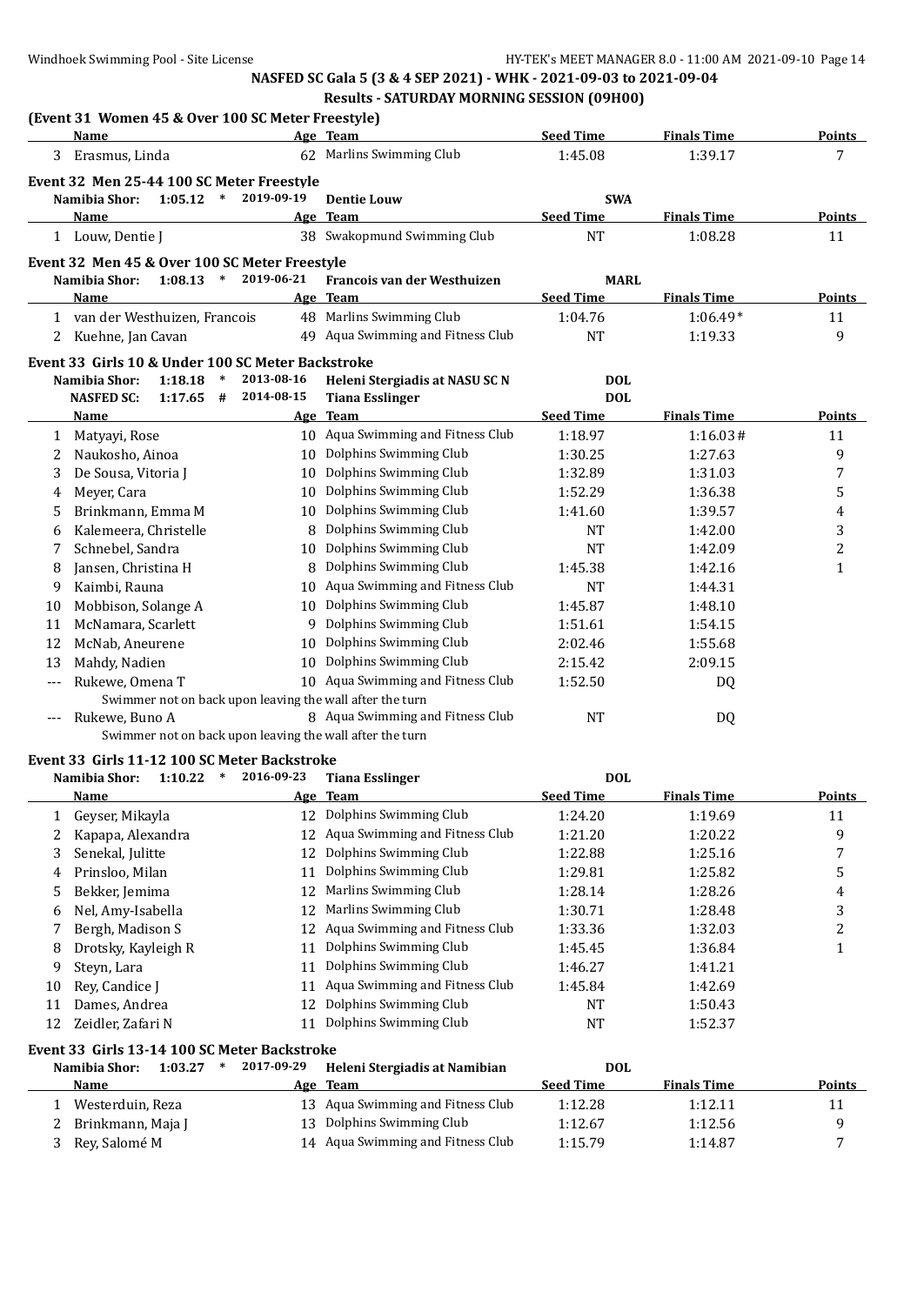## NASFED SC Gala 5 (3 & 4 SEP 2021) - WHK - 2021-09-03 to 2021-09-04

### Results - SATURDAY MORNING SESSION (09H00)

**(Event 31 Women 45 & Over 100 SC Meter Freestyle)**

| | Name | Age | Team | Seed Time | Finals Time | Points |
|---|---|---|---|---|---|---|
| 3 | Erasmus, Linda | 62 | Marlins Swimming Club | 1:45.08 | 1:39.17 | 7 |

**Event 32 Men 25-44 100 SC Meter Freestyle**

Namibia Shor: 1:05.12 * 2019-09-19 Dentie Louw SWA

| | Name | Age | Team | Seed Time | Finals Time | Points |
|---|---|---|---|---|---|---|
| 1 | Louw, Dentie J | 38 | Swakopmund Swimming Club | NT | 1:08.28 | 11 |

**Event 32 Men 45 & Over 100 SC Meter Freestyle**

Namibia Shor: 1:08.13 * 2019-06-21 Francois van der Westhuizen MARL

| | Name | Age | Team | Seed Time | Finals Time | Points |
|---|---|---|---|---|---|---|
| 1 | van der Westhuizen, Francois | 48 | Marlins Swimming Club | 1:04.76 | 1:06.49* | 11 |
| 2 | Kuehne, Jan Cavan | 49 | Aqua Swimming and Fitness Club | NT | 1:19.33 | 9 |

**Event 33 Girls 10 & Under 100 SC Meter Backstroke**

Namibia Shor: 1:18.18 * 2013-08-16 Heleni Stergiadis at NASU SC N DOL
NASFED SC: 1:17.65 # 2014-08-15 Tiana Esslinger DOL

| | Name | Age | Team | Seed Time | Finals Time | Points |
|---|---|---|---|---|---|---|
| 1 | Matyayi, Rose | 10 | Aqua Swimming and Fitness Club | 1:18.97 | 1:16.03# | 11 |
| 2 | Naukosho, Ainoa | 10 | Dolphins Swimming Club | 1:30.25 | 1:27.63 | 9 |
| 3 | De Sousa, Vitoria J | 10 | Dolphins Swimming Club | 1:32.89 | 1:31.03 | 7 |
| 4 | Meyer, Cara | 10 | Dolphins Swimming Club | 1:52.29 | 1:36.38 | 5 |
| 5 | Brinkmann, Emma M | 10 | Dolphins Swimming Club | 1:41.60 | 1:39.57 | 4 |
| 6 | Kalemeera, Christelle | 8 | Dolphins Swimming Club | NT | 1:42.00 | 3 |
| 7 | Schnebel, Sandra | 10 | Dolphins Swimming Club | NT | 1:42.09 | 2 |
| 8 | Jansen, Christina H | 8 | Dolphins Swimming Club | 1:45.38 | 1:42.16 | 1 |
| 9 | Kaimbi, Rauna | 10 | Aqua Swimming and Fitness Club | NT | 1:44.31 | |
| 10 | Mobbison, Solange A | 10 | Dolphins Swimming Club | 1:45.87 | 1:48.10 | |
| 11 | McNamara, Scarlett | 9 | Dolphins Swimming Club | 1:51.61 | 1:54.15 | |
| 12 | McNab, Aneurene | 10 | Dolphins Swimming Club | 2:02.46 | 1:55.68 | |
| 13 | Mahdy, Nadien | 10 | Dolphins Swimming Club | 2:15.42 | 2:09.15 | |
| --- | Rukewe, Omena T | 10 | Aqua Swimming and Fitness Club | 1:52.50 | DQ | |
| | Swimmer not on back upon leaving the wall after the turn | | | | | |
| --- | Rukewe, Buno A | 8 | Aqua Swimming and Fitness Club | NT | DQ | |
| | Swimmer not on back upon leaving the wall after the turn | | | | | |

**Event 33 Girls 11-12 100 SC Meter Backstroke**

Namibia Shor: 1:10.22 * 2016-09-23 Tiana Esslinger DOL

| | Name | Age | Team | Seed Time | Finals Time | Points |
|---|---|---|---|---|---|---|
| 1 | Geyser, Mikayla | 12 | Dolphins Swimming Club | 1:24.20 | 1:19.69 | 11 |
| 2 | Kapapa, Alexandra | 12 | Aqua Swimming and Fitness Club | 1:21.20 | 1:20.22 | 9 |
| 3 | Senekal, Julitte | 12 | Dolphins Swimming Club | 1:22.88 | 1:25.16 | 7 |
| 4 | Prinsloo, Milan | 11 | Dolphins Swimming Club | 1:29.81 | 1:25.82 | 5 |
| 5 | Bekker, Jemima | 12 | Marlins Swimming Club | 1:28.14 | 1:28.26 | 4 |
| 6 | Nel, Amy-Isabella | 12 | Marlins Swimming Club | 1:30.71 | 1:28.48 | 3 |
| 7 | Bergh, Madison S | 12 | Aqua Swimming and Fitness Club | 1:33.36 | 1:32.03 | 2 |
| 8 | Drotsky, Kayleigh R | 11 | Dolphins Swimming Club | 1:45.45 | 1:36.84 | 1 |
| 9 | Steyn, Lara | 11 | Dolphins Swimming Club | 1:46.27 | 1:41.21 | |
| 10 | Rey, Candice J | 11 | Aqua Swimming and Fitness Club | 1:45.84 | 1:42.69 | |
| 11 | Dames, Andrea | 12 | Dolphins Swimming Club | NT | 1:50.43 | |
| 12 | Zeidler, Zafari N | 11 | Dolphins Swimming Club | NT | 1:52.37 | |

**Event 33 Girls 13-14 100 SC Meter Backstroke**

Namibia Shor: 1:03.27 * 2017-09-29 Heleni Stergiadis at Namibian DOL

| | Name | Age | Team | Seed Time | Finals Time | Points |
|---|---|---|---|---|---|---|
| 1 | Westerduin, Reza | 13 | Aqua Swimming and Fitness Club | 1:12.28 | 1:12.11 | 11 |
| 2 | Brinkmann, Maja J | 13 | Dolphins Swimming Club | 1:12.67 | 1:12.56 | 9 |
| 3 | Rey, Salomé M | 14 | Aqua Swimming and Fitness Club | 1:15.79 | 1:14.87 | 7 |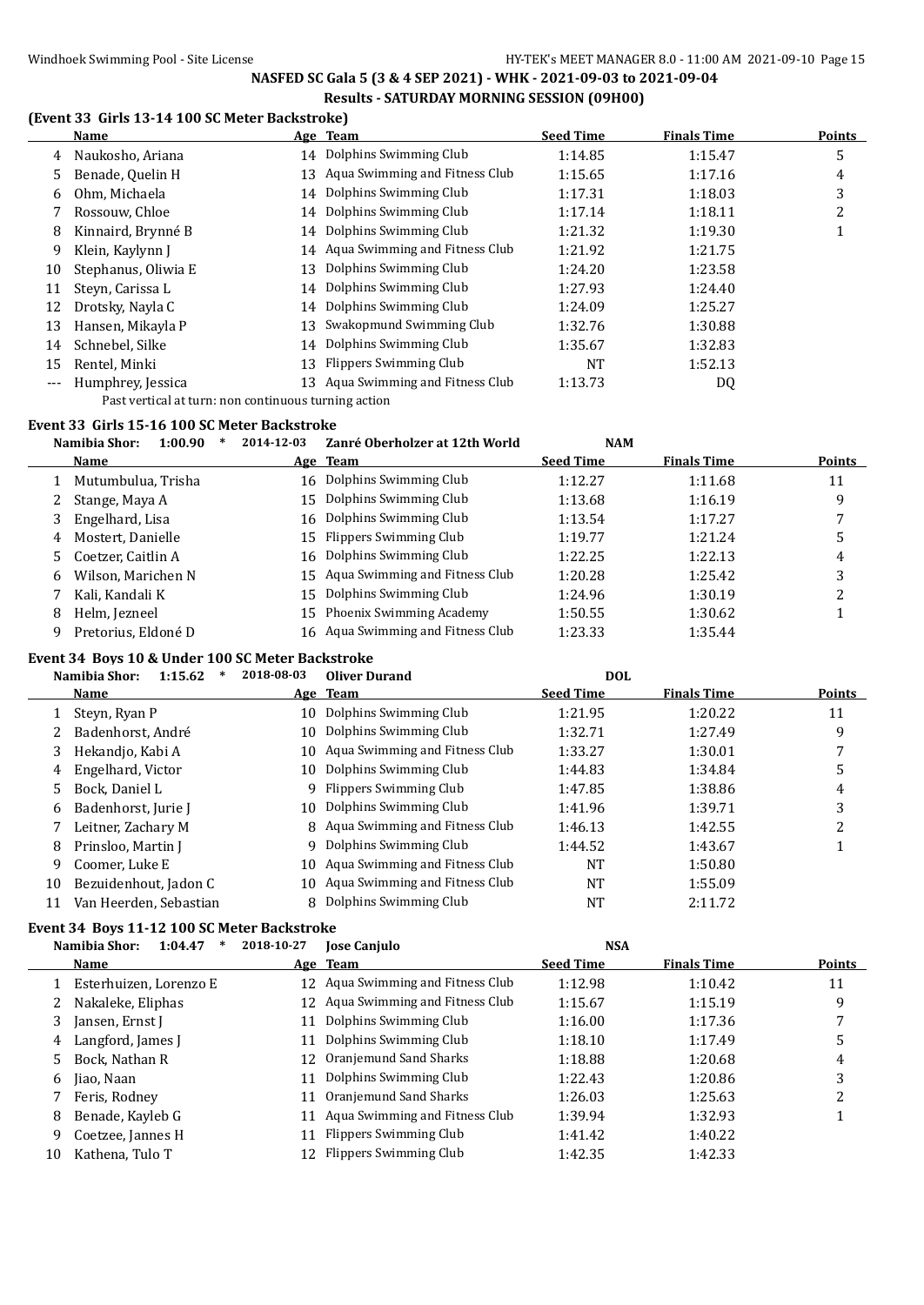## (Event 33 Girls 13-14 100 SC Meter Backstroke)

| | Name | Age | Team | Seed Time | Finals Time | Points |
|---|---|---|---|---|---|---|
| 4 | Naukosho, Ariana | 14 | Dolphins Swimming Club | 1:14.85 | 1:15.47 | 5 |
| 5 | Benade, Quelin H | 13 | Aqua Swimming and Fitness Club | 1:15.65 | 1:17.16 | 4 |
| 6 | Ohm, Michaela | 14 | Dolphins Swimming Club | 1:17.31 | 1:18.03 | 3 |
| 7 | Rossouw, Chloe | 14 | Dolphins Swimming Club | 1:17.14 | 1:18.11 | 2 |
| 8 | Kinnaird, Brynné B | 14 | Dolphins Swimming Club | 1:21.32 | 1:19.30 | 1 |
| 9 | Klein, Kaylynn J | 14 | Aqua Swimming and Fitness Club | 1:21.92 | 1:21.75 | |
| 10 | Stephanus, Oliwia E | 13 | Dolphins Swimming Club | 1:24.20 | 1:23.58 | |
| 11 | Steyn, Carissa L | 14 | Dolphins Swimming Club | 1:27.93 | 1:24.40 | |
| 12 | Drotsky, Nayla C | 14 | Dolphins Swimming Club | 1:24.09 | 1:25.27 | |
| 13 | Hansen, Mikayla P | 13 | Swakopmund Swimming Club | 1:32.76 | 1:30.88 | |
| 14 | Schnebel, Silke | 14 | Dolphins Swimming Club | 1:35.67 | 1:32.83 | |
| 15 | Rentel, Minki | 13 | Flippers Swimming Club | NT | 1:52.13 | |
| --- | Humphrey, Jessica | 13 | Aqua Swimming and Fitness Club | 1:13.73 | DQ | |

Past vertical at turn: non continuous turning action

## Event 33 Girls 15-16 100 SC Meter Backstroke

Namibia Shor: 1:00.90 * 2014-12-03 Zanré Oberholzer at 12th World NAM

| | Name | Age | Team | Seed Time | Finals Time | Points |
|---|---|---|---|---|---|---|
| 1 | Mutumbulua, Trisha | 16 | Dolphins Swimming Club | 1:12.27 | 1:11.68 | 11 |
| 2 | Stange, Maya A | 15 | Dolphins Swimming Club | 1:13.68 | 1:16.19 | 9 |
| 3 | Engelhard, Lisa | 16 | Dolphins Swimming Club | 1:13.54 | 1:17.27 | 7 |
| 4 | Mostert, Danielle | 15 | Flippers Swimming Club | 1:19.77 | 1:21.24 | 5 |
| 5 | Coetzer, Caitlin A | 16 | Dolphins Swimming Club | 1:22.25 | 1:22.13 | 4 |
| 6 | Wilson, Marichen N | 15 | Aqua Swimming and Fitness Club | 1:20.28 | 1:25.42 | 3 |
| 7 | Kali, Kandali K | 15 | Dolphins Swimming Club | 1:24.96 | 1:30.19 | 2 |
| 8 | Helm, Jezneel | 15 | Phoenix Swimming Academy | 1:50.55 | 1:30.62 | 1 |
| 9 | Pretorius, Eldoné D | 16 | Aqua Swimming and Fitness Club | 1:23.33 | 1:35.44 | |

## Event 34 Boys 10 & Under 100 SC Meter Backstroke

Namibia Shor: 1:15.62 * 2018-08-03 Oliver Durand DOL

| | Name | Age | Team | Seed Time | Finals Time | Points |
|---|---|---|---|---|---|---|
| 1 | Steyn, Ryan P | 10 | Dolphins Swimming Club | 1:21.95 | 1:20.22 | 11 |
| 2 | Badenhorst, André | 10 | Dolphins Swimming Club | 1:32.71 | 1:27.49 | 9 |
| 3 | Hekandjo, Kabi A | 10 | Aqua Swimming and Fitness Club | 1:33.27 | 1:30.01 | 7 |
| 4 | Engelhard, Victor | 10 | Dolphins Swimming Club | 1:44.83 | 1:34.84 | 5 |
| 5 | Bock, Daniel L | 9 | Flippers Swimming Club | 1:47.85 | 1:38.86 | 4 |
| 6 | Badenhorst, Jurie J | 10 | Dolphins Swimming Club | 1:41.96 | 1:39.71 | 3 |
| 7 | Leitner, Zachary M | 8 | Aqua Swimming and Fitness Club | 1:46.13 | 1:42.55 | 2 |
| 8 | Prinsloo, Martin J | 9 | Dolphins Swimming Club | 1:44.52 | 1:43.67 | 1 |
| 9 | Coomer, Luke E | 10 | Aqua Swimming and Fitness Club | NT | 1:50.80 | |
| 10 | Bezuidenhout, Jadon C | 10 | Aqua Swimming and Fitness Club | NT | 1:55.09 | |
| 11 | Van Heerden, Sebastian | 8 | Dolphins Swimming Club | NT | 2:11.72 | |

## Event 34 Boys 11-12 100 SC Meter Backstroke

Namibia Shor: 1:04.47 * 2018-10-27 Jose Canjulo NSA

| | Name | Age | Team | Seed Time | Finals Time | Points |
|---|---|---|---|---|---|---|
| 1 | Esterhuizen, Lorenzo E | 12 | Aqua Swimming and Fitness Club | 1:12.98 | 1:10.42 | 11 |
| 2 | Nakaleke, Eliphas | 12 | Aqua Swimming and Fitness Club | 1:15.67 | 1:15.19 | 9 |
| 3 | Jansen, Ernst J | 11 | Dolphins Swimming Club | 1:16.00 | 1:17.36 | 7 |
| 4 | Langford, James J | 11 | Dolphins Swimming Club | 1:18.10 | 1:17.49 | 5 |
| 5 | Bock, Nathan R | 12 | Oranjemund Sand Sharks | 1:18.88 | 1:20.68 | 4 |
| 6 | Jiao, Naan | 11 | Dolphins Swimming Club | 1:22.43 | 1:20.86 | 3 |
| 7 | Feris, Rodney | 11 | Oranjemund Sand Sharks | 1:26.03 | 1:25.63 | 2 |
| 8 | Benade, Kayleb G | 11 | Aqua Swimming and Fitness Club | 1:39.94 | 1:32.93 | 1 |
| 9 | Coetzee, Jannes H | 11 | Flippers Swimming Club | 1:41.42 | 1:40.22 | |
| 10 | Kathena, Tulo T | 12 | Flippers Swimming Club | 1:42.35 | 1:42.33 | |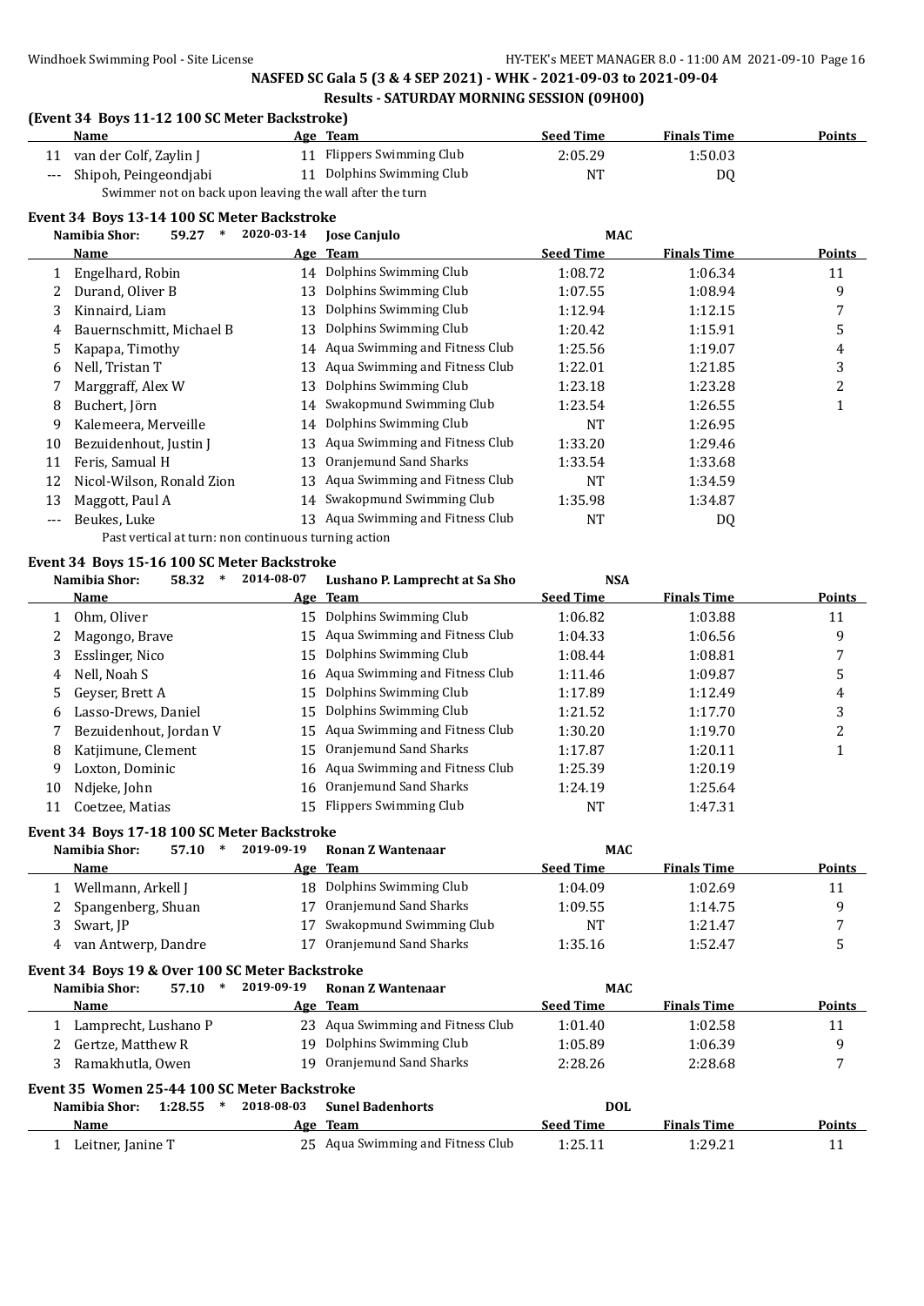**NASFED SC Gala 5 (3 & 4 SEP 2021) - WHK - 2021-09-03 to 2021-09-04**

**Results - SATURDAY MORNING SESSION (09H00)**

### (Event 34 Boys 11-12 100 SC Meter Backstroke)

| | Name | Age | Team | Seed Time | Finals Time | Points |
|---|---|---|---|---|---|---|
| 11 | van der Colf, Zaylin J | 11 | Flippers Swimming Club | 2:05.29 | 1:50.03 | |
| --- | Shipoh, Peingeondjabi | 11 | Dolphins Swimming Club | NT | DQ | |
| | Swimmer not on back upon leaving the wall after the turn | | | | | |

### Event 34 Boys 13-14 100 SC Meter Backstroke

Namibia Shor: 59.27 * 2020-03-14 Jose Canjulo MAC

| | Name | Age | Team | Seed Time | Finals Time | Points |
|---|---|---|---|---|---|---|
| 1 | Engelhard, Robin | 14 | Dolphins Swimming Club | 1:08.72 | 1:06.34 | 11 |
| 2 | Durand, Oliver B | 13 | Dolphins Swimming Club | 1:07.55 | 1:08.94 | 9 |
| 3 | Kinnaird, Liam | 13 | Dolphins Swimming Club | 1:12.94 | 1:12.15 | 7 |
| 4 | Bauernschmitt, Michael B | 13 | Dolphins Swimming Club | 1:20.42 | 1:15.91 | 5 |
| 5 | Kapapa, Timothy | 14 | Aqua Swimming and Fitness Club | 1:25.56 | 1:19.07 | 4 |
| 6 | Nell, Tristan T | 13 | Aqua Swimming and Fitness Club | 1:22.01 | 1:21.85 | 3 |
| 7 | Marggraff, Alex W | 13 | Dolphins Swimming Club | 1:23.18 | 1:23.28 | 2 |
| 8 | Buchert, Jörn | 14 | Swakopmund Swimming Club | 1:23.54 | 1:26.55 | 1 |
| 9 | Kalemeera, Merveille | 14 | Dolphins Swimming Club | NT | 1:26.95 | |
| 10 | Bezuidenhout, Justin J | 13 | Aqua Swimming and Fitness Club | 1:33.20 | 1:29.46 | |
| 11 | Feris, Samual H | 13 | Oranjemund Sand Sharks | 1:33.54 | 1:33.68 | |
| 12 | Nicol-Wilson, Ronald Zion | 13 | Aqua Swimming and Fitness Club | NT | 1:34.59 | |
| 13 | Maggott, Paul A | 14 | Swakopmund Swimming Club | 1:35.98 | 1:34.87 | |
| --- | Beukes, Luke | 13 | Aqua Swimming and Fitness Club | NT | DQ | |
| | Past vertical at turn: non continuous turning action | | | | | |

### Event 34 Boys 15-16 100 SC Meter Backstroke

Namibia Shor: 58.32 * 2014-08-07 Lushano P. Lamprecht at Sa Sho NSA

| | Name | Age | Team | Seed Time | Finals Time | Points |
|---|---|---|---|---|---|---|
| 1 | Ohm, Oliver | 15 | Dolphins Swimming Club | 1:06.82 | 1:03.88 | 11 |
| 2 | Magongo, Brave | 15 | Aqua Swimming and Fitness Club | 1:04.33 | 1:06.56 | 9 |
| 3 | Esslinger, Nico | 15 | Dolphins Swimming Club | 1:08.44 | 1:08.81 | 7 |
| 4 | Nell, Noah S | 16 | Aqua Swimming and Fitness Club | 1:11.46 | 1:09.87 | 5 |
| 5 | Geyser, Brett A | 15 | Dolphins Swimming Club | 1:17.89 | 1:12.49 | 4 |
| 6 | Lasso-Drews, Daniel | 15 | Dolphins Swimming Club | 1:21.52 | 1:17.70 | 3 |
| 7 | Bezuidenhout, Jordan V | 15 | Aqua Swimming and Fitness Club | 1:30.20 | 1:19.70 | 2 |
| 8 | Katjimune, Clement | 15 | Oranjemund Sand Sharks | 1:17.87 | 1:20.11 | 1 |
| 9 | Loxton, Dominic | 16 | Aqua Swimming and Fitness Club | 1:25.39 | 1:20.19 | |
| 10 | Ndjeke, John | 16 | Oranjemund Sand Sharks | 1:24.19 | 1:25.64 | |
| 11 | Coetzee, Matias | 15 | Flippers Swimming Club | NT | 1:47.31 | |

### Event 34 Boys 17-18 100 SC Meter Backstroke

Namibia Shor: 57.10 * 2019-09-19 Ronan Z Wantenaar MAC

| | Name | Age | Team | Seed Time | Finals Time | Points |
|---|---|---|---|---|---|---|
| 1 | Wellmann, Arkell J | 18 | Dolphins Swimming Club | 1:04.09 | 1:02.69 | 11 |
| 2 | Spangenberg, Shuan | 17 | Oranjemund Sand Sharks | 1:09.55 | 1:14.75 | 9 |
| 3 | Swart, JP | 17 | Swakopmund Swimming Club | NT | 1:21.47 | 7 |
| 4 | van Antwerp, Dandre | 17 | Oranjemund Sand Sharks | 1:35.16 | 1:52.47 | 5 |

### Event 34 Boys 19 & Over 100 SC Meter Backstroke

Namibia Shor: 57.10 * 2019-09-19 Ronan Z Wantenaar MAC

| | Name | Age | Team | Seed Time | Finals Time | Points |
|---|---|---|---|---|---|---|
| 1 | Lamprecht, Lushano P | 23 | Aqua Swimming and Fitness Club | 1:01.40 | 1:02.58 | 11 |
| 2 | Gertze, Matthew R | 19 | Dolphins Swimming Club | 1:05.89 | 1:06.39 | 9 |
| 3 | Ramakhutla, Owen | 19 | Oranjemund Sand Sharks | 2:28.26 | 2:28.68 | 7 |

### Event 35 Women 25-44 100 SC Meter Backstroke

Namibia Shor: 1:28.55 * 2018-08-03 Sunel Badenhorts DOL

| | Name | Age | Team | Seed Time | Finals Time | Points |
|---|---|---|---|---|---|---|
| 1 | Leitner, Janine T | 25 | Aqua Swimming and Fitness Club | 1:25.11 | 1:29.21 | 11 |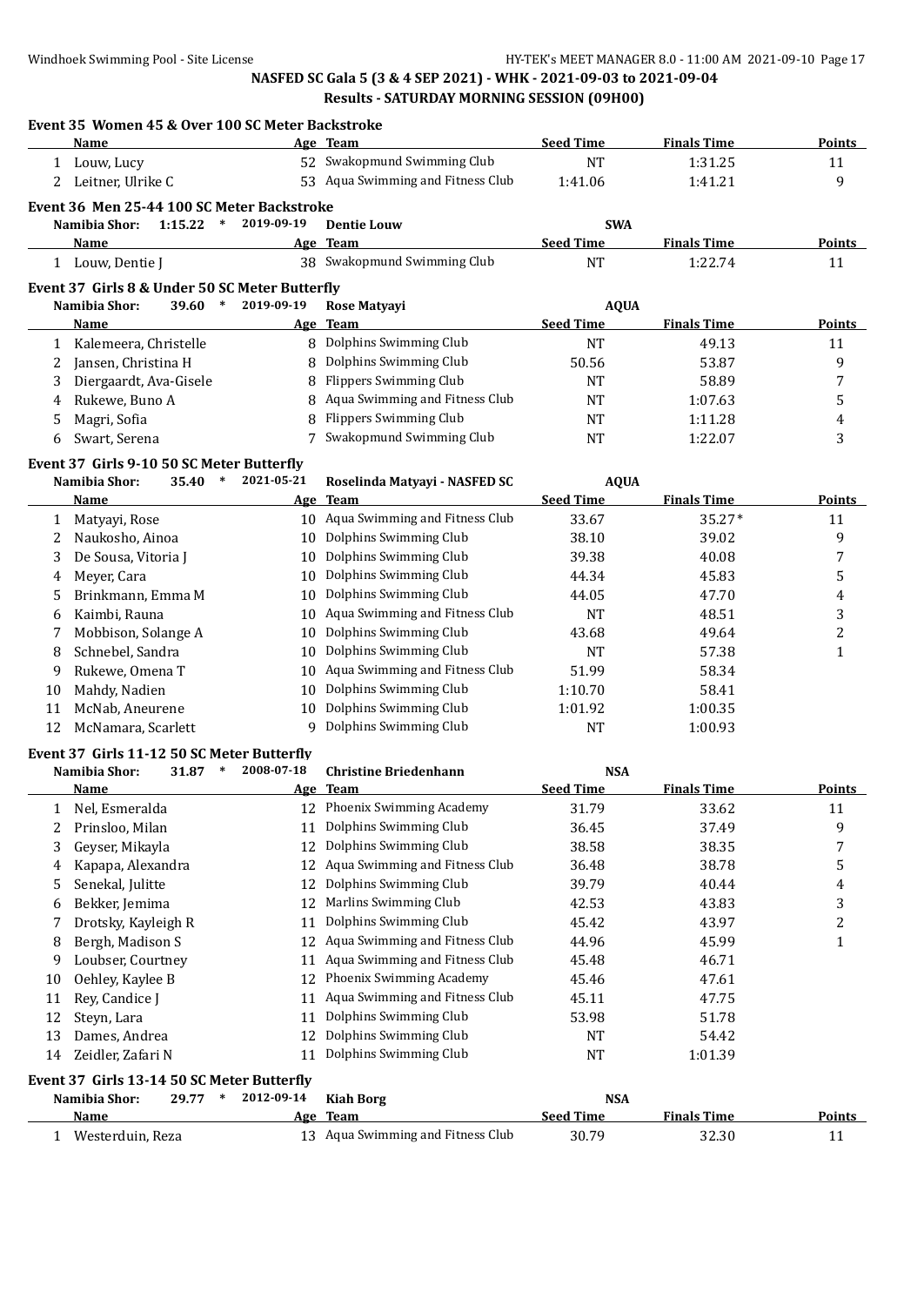NASFED SC Gala 5 (3 & 4 SEP 2021) - WHK - 2021-09-03 to 2021-09-04

Results - SATURDAY MORNING SESSION (09H00)

### Event 35 Women 45 & Over 100 SC Meter Backstroke

| | Name | Age | Team | Seed Time | Finals Time | Points |
|---|---|---|---|---|---|---|
| 1 | Louw, Lucy | 52 | Swakopmund Swimming Club | NT | 1:31.25 | 11 |
| 2 | Leitner, Ulrike C | 53 | Aqua Swimming and Fitness Club | 1:41.06 | 1:41.21 | 9 |

### Event 36 Men 25-44 100 SC Meter Backstroke

Namibia Shor: 1:15.22 * 2019-09-19 Dentie Louw SWA

| | Name | Age | Team | Seed Time | Finals Time | Points |
|---|---|---|---|---|---|---|
| 1 | Louw, Dentie J | 38 | Swakopmund Swimming Club | NT | 1:22.74 | 11 |

### Event 37 Girls 8 & Under 50 SC Meter Butterfly

Namibia Shor: 39.60 * 2019-09-19 Rose Matyayi AQUA

| | Name | Age | Team | Seed Time | Finals Time | Points |
|---|---|---|---|---|---|---|
| 1 | Kalemeera, Christelle | 8 | Dolphins Swimming Club | NT | 49.13 | 11 |
| 2 | Jansen, Christina H | 8 | Dolphins Swimming Club | 50.56 | 53.87 | 9 |
| 3 | Diergaardt, Ava-Gisele | 8 | Flippers Swimming Club | NT | 58.89 | 7 |
| 4 | Rukewe, Buno A | 8 | Aqua Swimming and Fitness Club | NT | 1:07.63 | 5 |
| 5 | Magri, Sofia | 8 | Flippers Swimming Club | NT | 1:11.28 | 4 |
| 6 | Swart, Serena | 7 | Swakopmund Swimming Club | NT | 1:22.07 | 3 |

### Event 37 Girls 9-10 50 SC Meter Butterfly

Namibia Shor: 35.40 * 2021-05-21 Roselinda Matyayi - NASFED SC AQUA

| | Name | Age | Team | Seed Time | Finals Time | Points |
|---|---|---|---|---|---|---|
| 1 | Matyayi, Rose | 10 | Aqua Swimming and Fitness Club | 33.67 | 35.27* | 11 |
| 2 | Naukosho, Ainoa | 10 | Dolphins Swimming Club | 38.10 | 39.02 | 9 |
| 3 | De Sousa, Vitoria J | 10 | Dolphins Swimming Club | 39.38 | 40.08 | 7 |
| 4 | Meyer, Cara | 10 | Dolphins Swimming Club | 44.34 | 45.83 | 5 |
| 5 | Brinkmann, Emma M | 10 | Dolphins Swimming Club | 44.05 | 47.70 | 4 |
| 6 | Kaimbi, Rauna | 10 | Aqua Swimming and Fitness Club | NT | 48.51 | 3 |
| 7 | Mobbison, Solange A | 10 | Dolphins Swimming Club | 43.68 | 49.64 | 2 |
| 8 | Schnebel, Sandra | 10 | Dolphins Swimming Club | NT | 57.38 | 1 |
| 9 | Rukewe, Omena T | 10 | Aqua Swimming and Fitness Club | 51.99 | 58.34 | |
| 10 | Mahdy, Nadien | 10 | Dolphins Swimming Club | 1:10.70 | 58.41 | |
| 11 | McNab, Aneurene | 10 | Dolphins Swimming Club | 1:01.92 | 1:00.35 | |
| 12 | McNamara, Scarlett | 9 | Dolphins Swimming Club | NT | 1:00.93 | |

### Event 37 Girls 11-12 50 SC Meter Butterfly

Namibia Shor: 31.87 * 2008-07-18 Christine Briedenhann NSA

| | Name | Age | Team | Seed Time | Finals Time | Points |
|---|---|---|---|---|---|---|
| 1 | Nel, Esmeralda | 12 | Phoenix Swimming Academy | 31.79 | 33.62 | 11 |
| 2 | Prinsloo, Milan | 11 | Dolphins Swimming Club | 36.45 | 37.49 | 9 |
| 3 | Geyser, Mikayla | 12 | Dolphins Swimming Club | 38.58 | 38.35 | 7 |
| 4 | Kapapa, Alexandra | 12 | Aqua Swimming and Fitness Club | 36.48 | 38.78 | 5 |
| 5 | Senekal, Julitte | 12 | Dolphins Swimming Club | 39.79 | 40.44 | 4 |
| 6 | Bekker, Jemima | 12 | Marlins Swimming Club | 42.53 | 43.83 | 3 |
| 7 | Drotsky, Kayleigh R | 11 | Dolphins Swimming Club | 45.42 | 43.97 | 2 |
| 8 | Bergh, Madison S | 12 | Aqua Swimming and Fitness Club | 44.96 | 45.99 | 1 |
| 9 | Loubser, Courtney | 11 | Aqua Swimming and Fitness Club | 45.48 | 46.71 | |
| 10 | Oehley, Kaylee B | 12 | Phoenix Swimming Academy | 45.46 | 47.61 | |
| 11 | Rey, Candice J | 11 | Aqua Swimming and Fitness Club | 45.11 | 47.75 | |
| 12 | Steyn, Lara | 11 | Dolphins Swimming Club | 53.98 | 51.78 | |
| 13 | Dames, Andrea | 12 | Dolphins Swimming Club | NT | 54.42 | |
| 14 | Zeidler, Zafari N | 11 | Dolphins Swimming Club | NT | 1:01.39 | |

### Event 37 Girls 13-14 50 SC Meter Butterfly

Namibia Shor: 29.77 * 2012-09-14 Kiah Borg NSA

| | Name | Age | Team | Seed Time | Finals Time | Points |
|---|---|---|---|---|---|---|
| 1 | Westerduin, Reza | 13 | Aqua Swimming and Fitness Club | 30.79 | 32.30 | 11 |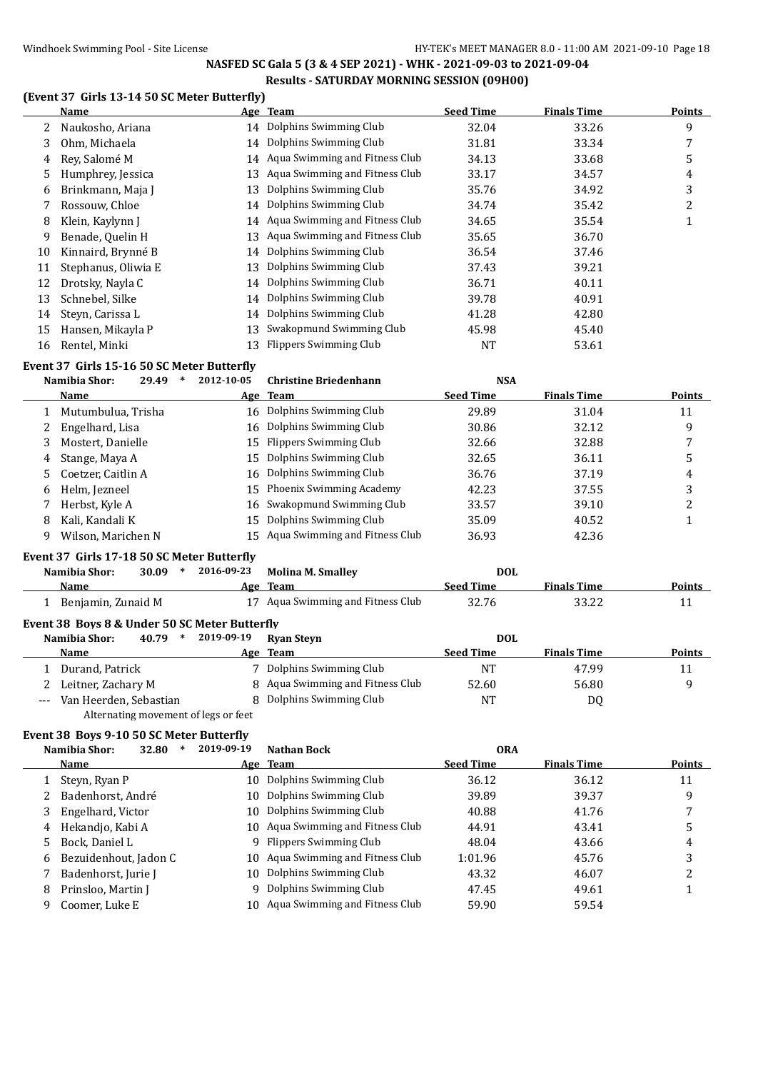## NASFED SC Gala 5 (3 & 4 SEP 2021) - WHK - 2021-09-03 to 2021-09-04

### Results - SATURDAY MORNING SESSION (09H00)

#### (Event 37 Girls 13-14 50 SC Meter Butterfly)

| | Name | Age | Team | Seed Time | Finals Time | Points |
|---|---|---|---|---|---|---|
| 2 | Naukosho, Ariana | 14 | Dolphins Swimming Club | 32.04 | 33.26 | 9 |
| 3 | Ohm, Michaela | 14 | Dolphins Swimming Club | 31.81 | 33.34 | 7 |
| 4 | Rey, Salomé M | 14 | Aqua Swimming and Fitness Club | 34.13 | 33.68 | 5 |
| 5 | Humphrey, Jessica | 13 | Aqua Swimming and Fitness Club | 33.17 | 34.57 | 4 |
| 6 | Brinkmann, Maja J | 13 | Dolphins Swimming Club | 35.76 | 34.92 | 3 |
| 7 | Rossouw, Chloe | 14 | Dolphins Swimming Club | 34.74 | 35.42 | 2 |
| 8 | Klein, Kaylynn J | 14 | Aqua Swimming and Fitness Club | 34.65 | 35.54 | 1 |
| 9 | Benade, Quelin H | 13 | Aqua Swimming and Fitness Club | 35.65 | 36.70 | |
| 10 | Kinnaird, Brynné B | 14 | Dolphins Swimming Club | 36.54 | 37.46 | |
| 11 | Stephanus, Oliwia E | 13 | Dolphins Swimming Club | 37.43 | 39.21 | |
| 12 | Drotsky, Nayla C | 14 | Dolphins Swimming Club | 36.71 | 40.11 | |
| 13 | Schnebel, Silke | 14 | Dolphins Swimming Club | 39.78 | 40.91 | |
| 14 | Steyn, Carissa L | 14 | Dolphins Swimming Club | 41.28 | 42.80 | |
| 15 | Hansen, Mikayla P | 13 | Swakopmund Swimming Club | 45.98 | 45.40 | |
| 16 | Rentel, Minki | 13 | Flippers Swimming Club | NT | 53.61 | |

#### Event 37 Girls 15-16 50 SC Meter Butterfly

Namibia Shor: 29.49 * 2012-10-05 Christine Briedenhann NSA

| | Name | Age | Team | Seed Time | Finals Time | Points |
|---|---|---|---|---|---|---|
| 1 | Mutumbulua, Trisha | 16 | Dolphins Swimming Club | 29.89 | 31.04 | 11 |
| 2 | Engelhard, Lisa | 16 | Dolphins Swimming Club | 30.86 | 32.12 | 9 |
| 3 | Mostert, Danielle | 15 | Flippers Swimming Club | 32.66 | 32.88 | 7 |
| 4 | Stange, Maya A | 15 | Dolphins Swimming Club | 32.65 | 36.11 | 5 |
| 5 | Coetzer, Caitlin A | 16 | Dolphins Swimming Club | 36.76 | 37.19 | 4 |
| 6 | Helm, Jezneel | 15 | Phoenix Swimming Academy | 42.23 | 37.55 | 3 |
| 7 | Herbst, Kyle A | 16 | Swakopmund Swimming Club | 33.57 | 39.10 | 2 |
| 8 | Kali, Kandali K | 15 | Dolphins Swimming Club | 35.09 | 40.52 | 1 |
| 9 | Wilson, Marichen N | 15 | Aqua Swimming and Fitness Club | 36.93 | 42.36 | |

#### Event 37 Girls 17-18 50 SC Meter Butterfly

Namibia Shor: 30.09 * 2016-09-23 Molina M. Smalley DOL

| | Name | Age | Team | Seed Time | Finals Time | Points |
|---|---|---|---|---|---|---|
| 1 | Benjamin, Zunaid M | 17 | Aqua Swimming and Fitness Club | 32.76 | 33.22 | 11 |

#### Event 38 Boys 8 & Under 50 SC Meter Butterfly

Namibia Shor: 40.79 * 2019-09-19 Ryan Steyn DOL

| | Name | Age | Team | Seed Time | Finals Time | Points |
|---|---|---|---|---|---|---|
| 1 | Durand, Patrick | 7 | Dolphins Swimming Club | NT | 47.99 | 11 |
| 2 | Leitner, Zachary M | 8 | Aqua Swimming and Fitness Club | 52.60 | 56.80 | 9 |
| --- | Van Heerden, Sebastian | 8 | Dolphins Swimming Club | NT | DQ | |
| | Alternating movement of legs or feet | | | | | |

#### Event 38 Boys 9-10 50 SC Meter Butterfly

Namibia Shor: 32.80 * 2019-09-19 Nathan Bock ORA

| | Name | Age | Team | Seed Time | Finals Time | Points |
|---|---|---|---|---|---|---|
| 1 | Steyn, Ryan P | 10 | Dolphins Swimming Club | 36.12 | 36.12 | 11 |
| 2 | Badenhorst, André | 10 | Dolphins Swimming Club | 39.89 | 39.37 | 9 |
| 3 | Engelhard, Victor | 10 | Dolphins Swimming Club | 40.88 | 41.76 | 7 |
| 4 | Hekandjo, Kabi A | 10 | Aqua Swimming and Fitness Club | 44.91 | 43.41 | 5 |
| 5 | Bock, Daniel L | 9 | Flippers Swimming Club | 48.04 | 43.66 | 4 |
| 6 | Bezuidenhout, Jadon C | 10 | Aqua Swimming and Fitness Club | 1:01.96 | 45.76 | 3 |
| 7 | Badenhorst, Jurie J | 10 | Dolphins Swimming Club | 43.32 | 46.07 | 2 |
| 8 | Prinsloo, Martin J | 9 | Dolphins Swimming Club | 47.45 | 49.61 | 1 |
| 9 | Coomer, Luke E | 10 | Aqua Swimming and Fitness Club | 59.90 | 59.54 | |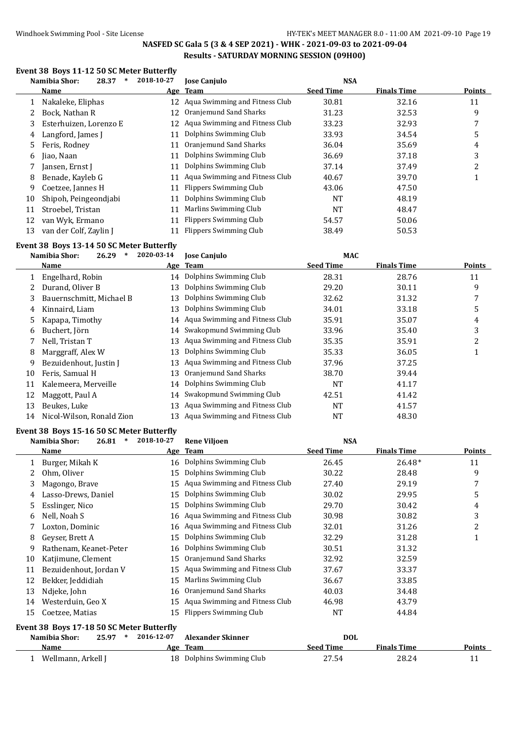## NASFED SC Gala 5 (3 & 4 SEP 2021) - WHK - 2021-09-03 to 2021-09-04

### Results - SATURDAY MORNING SESSION (09H00)

### Event 38 Boys 11-12 50 SC Meter Butterfly

Namibia Shor: 28.37 * 2018-10-27 Jose Canjulo NSA

| | Name | Age | Team | Seed Time | Finals Time | Points |
|---|---|---|---|---|---|---|
| 1 | Nakaleke, Eliphas | 12 | Aqua Swimming and Fitness Club | 30.81 | 32.16 | 11 |
| 2 | Bock, Nathan R | 12 | Oranjemund Sand Sharks | 31.23 | 32.53 | 9 |
| 3 | Esterhuizen, Lorenzo E | 12 | Aqua Swimming and Fitness Club | 33.23 | 32.93 | 7 |
| 4 | Langford, James J | 11 | Dolphins Swimming Club | 33.93 | 34.54 | 5 |
| 5 | Feris, Rodney | 11 | Oranjemund Sand Sharks | 36.04 | 35.69 | 4 |
| 6 | Jiao, Naan | 11 | Dolphins Swimming Club | 36.69 | 37.18 | 3 |
| 7 | Jansen, Ernst J | 11 | Dolphins Swimming Club | 37.14 | 37.49 | 2 |
| 8 | Benade, Kayleb G | 11 | Aqua Swimming and Fitness Club | 40.67 | 39.70 | 1 |
| 9 | Coetzee, Jannes H | 11 | Flippers Swimming Club | 43.06 | 47.50 | |
| 10 | Shipoh, Peingeondjabi | 11 | Dolphins Swimming Club | NT | 48.19 | |
| 11 | Stroebel, Tristan | 11 | Marlins Swimming Club | NT | 48.47 | |
| 12 | van Wyk, Ermano | 11 | Flippers Swimming Club | 54.57 | 50.06 | |
| 13 | van der Colf, Zaylin J | 11 | Flippers Swimming Club | 38.49 | 50.53 | |

### Event 38 Boys 13-14 50 SC Meter Butterfly

Namibia Shor: 26.29 * 2020-03-14 Jose Canjulo MAC

| | Name | Age | Team | Seed Time | Finals Time | Points |
|---|---|---|---|---|---|---|
| 1 | Engelhard, Robin | 14 | Dolphins Swimming Club | 28.31 | 28.76 | 11 |
| 2 | Durand, Oliver B | 13 | Dolphins Swimming Club | 29.20 | 30.11 | 9 |
| 3 | Bauernschmitt, Michael B | 13 | Dolphins Swimming Club | 32.62 | 31.32 | 7 |
| 4 | Kinnaird, Liam | 13 | Dolphins Swimming Club | 34.01 | 33.18 | 5 |
| 5 | Kapapa, Timothy | 14 | Aqua Swimming and Fitness Club | 35.91 | 35.07 | 4 |
| 6 | Buchert, Jörn | 14 | Swakopmund Swimming Club | 33.96 | 35.40 | 3 |
| 7 | Nell, Tristan T | 13 | Aqua Swimming and Fitness Club | 35.35 | 35.91 | 2 |
| 8 | Marggraff, Alex W | 13 | Dolphins Swimming Club | 35.33 | 36.05 | 1 |
| 9 | Bezuidenhout, Justin J | 13 | Aqua Swimming and Fitness Club | 37.96 | 37.25 | |
| 10 | Feris, Samual H | 13 | Oranjemund Sand Sharks | 38.70 | 39.44 | |
| 11 | Kalemeera, Merveille | 14 | Dolphins Swimming Club | NT | 41.17 | |
| 12 | Maggott, Paul A | 14 | Swakopmund Swimming Club | 42.51 | 41.42 | |
| 13 | Beukes, Luke | 13 | Aqua Swimming and Fitness Club | NT | 41.57 | |
| 14 | Nicol-Wilson, Ronald Zion | 13 | Aqua Swimming and Fitness Club | NT | 48.30 | |

### Event 38 Boys 15-16 50 SC Meter Butterfly

Namibia Shor: 26.81 * 2018-10-27 Rene Viljoen NSA

| | Name | Age | Team | Seed Time | Finals Time | Points |
|---|---|---|---|---|---|---|
| 1 | Burger, Mikah K | 16 | Dolphins Swimming Club | 26.45 | 26.48* | 11 |
| 2 | Ohm, Oliver | 15 | Dolphins Swimming Club | 30.22 | 28.48 | 9 |
| 3 | Magongo, Brave | 15 | Aqua Swimming and Fitness Club | 27.40 | 29.19 | 7 |
| 4 | Lasso-Drews, Daniel | 15 | Dolphins Swimming Club | 30.02 | 29.95 | 5 |
| 5 | Esslinger, Nico | 15 | Dolphins Swimming Club | 29.70 | 30.42 | 4 |
| 6 | Nell, Noah S | 16 | Aqua Swimming and Fitness Club | 30.98 | 30.82 | 3 |
| 7 | Loxton, Dominic | 16 | Aqua Swimming and Fitness Club | 32.01 | 31.26 | 2 |
| 8 | Geyser, Brett A | 15 | Dolphins Swimming Club | 32.29 | 31.28 | 1 |
| 9 | Rathenam, Keanet-Peter | 16 | Dolphins Swimming Club | 30.51 | 31.32 | |
| 10 | Katjimune, Clement | 15 | Oranjemund Sand Sharks | 32.92 | 32.59 | |
| 11 | Bezuidenhout, Jordan V | 15 | Aqua Swimming and Fitness Club | 37.67 | 33.37 | |
| 12 | Bekker, Jeddidiah | 15 | Marlins Swimming Club | 36.67 | 33.85 | |
| 13 | Ndjeke, John | 16 | Oranjemund Sand Sharks | 40.03 | 34.48 | |
| 14 | Westerduin, Geo X | 15 | Aqua Swimming and Fitness Club | 46.98 | 43.79 | |
| 15 | Coetzee, Matias | 15 | Flippers Swimming Club | NT | 44.84 | |

### Event 38 Boys 17-18 50 SC Meter Butterfly

Namibia Shor: 25.97 * 2016-12-07 Alexander Skinner DOL

| | Name | Age | Team | Seed Time | Finals Time | Points |
|---|---|---|---|---|---|---|
| 1 | Wellmann, Arkell J | 18 | Dolphins Swimming Club | 27.54 | 28.24 | 11 |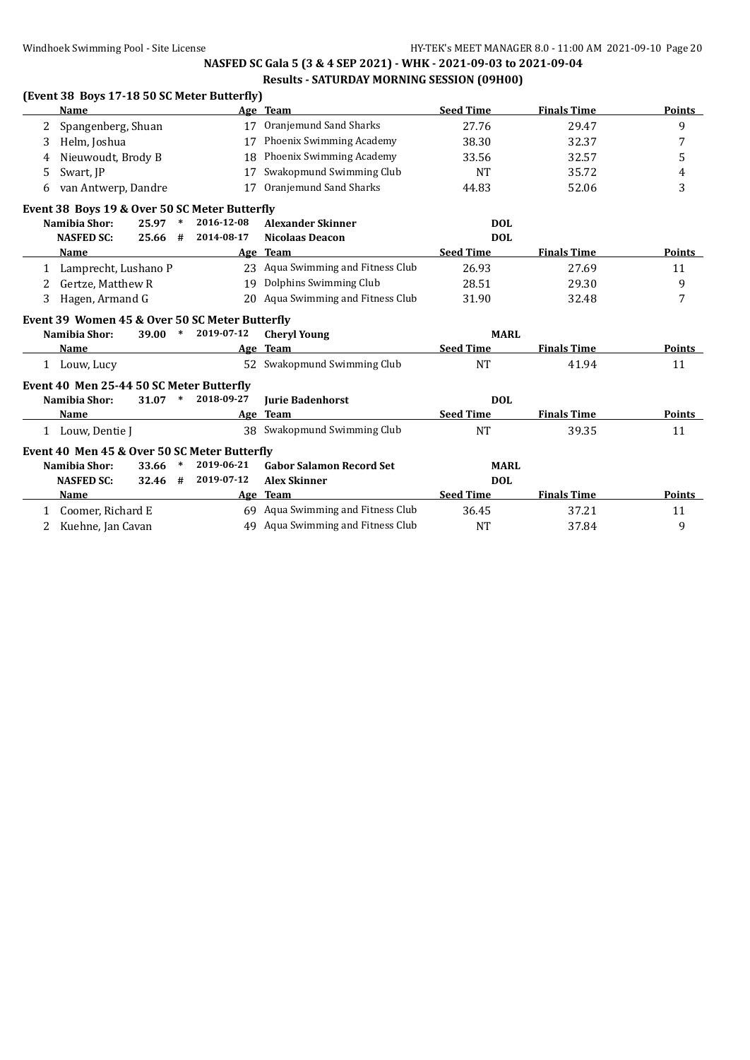NASFED SC Gala 5 (3 & 4 SEP 2021) - WHK - 2021-09-03 to 2021-09-04

Results - SATURDAY MORNING SESSION (09H00)

**(Event 38 Boys 17-18 50 SC Meter Butterfly)**

| | Name | Age | Team | Seed Time | Finals Time | Points |
|---|---|---|---|---|---|---|
| 2 | Spangenberg, Shuan | 17 | Oranjemund Sand Sharks | 27.76 | 29.47 | 9 |
| 3 | Helm, Joshua | 17 | Phoenix Swimming Academy | 38.30 | 32.37 | 7 |
| 4 | Nieuwoudt, Brody B | 18 | Phoenix Swimming Academy | 33.56 | 32.57 | 5 |
| 5 | Swart, JP | 17 | Swakopmund Swimming Club | NT | 35.72 | 4 |
| 6 | van Antwerp, Dandre | 17 | Oranjemund Sand Sharks | 44.83 | 52.06 | 3 |

**Event 38 Boys 19 & Over 50 SC Meter Butterfly**

Namibia Shor: 25.97 * 2016-12-08 Alexander Skinner DOL
NASFED SC: 25.66 # 2014-08-17 Nicolaas Deacon DOL

| | Name | Age | Team | Seed Time | Finals Time | Points |
|---|---|---|---|---|---|---|
| 1 | Lamprecht, Lushano P | 23 | Aqua Swimming and Fitness Club | 26.93 | 27.69 | 11 |
| 2 | Gertze, Matthew R | 19 | Dolphins Swimming Club | 28.51 | 29.30 | 9 |
| 3 | Hagen, Armand G | 20 | Aqua Swimming and Fitness Club | 31.90 | 32.48 | 7 |

**Event 39 Women 45 & Over 50 SC Meter Butterfly**

Namibia Shor: 39.00 * 2019-07-12 Cheryl Young MARL

| | Name | Age | Team | Seed Time | Finals Time | Points |
|---|---|---|---|---|---|---|
| 1 | Louw, Lucy | 52 | Swakopmund Swimming Club | NT | 41.94 | 11 |

**Event 40 Men 25-44 50 SC Meter Butterfly**

Namibia Shor: 31.07 * 2018-09-27 Jurie Badenhorst DOL

| | Name | Age | Team | Seed Time | Finals Time | Points |
|---|---|---|---|---|---|---|
| 1 | Louw, Dentie J | 38 | Swakopmund Swimming Club | NT | 39.35 | 11 |

**Event 40 Men 45 & Over 50 SC Meter Butterfly**

Namibia Shor: 33.66 * 2019-06-21 Gabor Salamon Record Set MARL
NASFED SC: 32.46 # 2019-07-12 Alex Skinner DOL

| | Name | Age | Team | Seed Time | Finals Time | Points |
|---|---|---|---|---|---|---|
| 1 | Coomer, Richard E | 69 | Aqua Swimming and Fitness Club | 36.45 | 37.21 | 11 |
| 2 | Kuehne, Jan Cavan | 49 | Aqua Swimming and Fitness Club | NT | 37.84 | 9 |